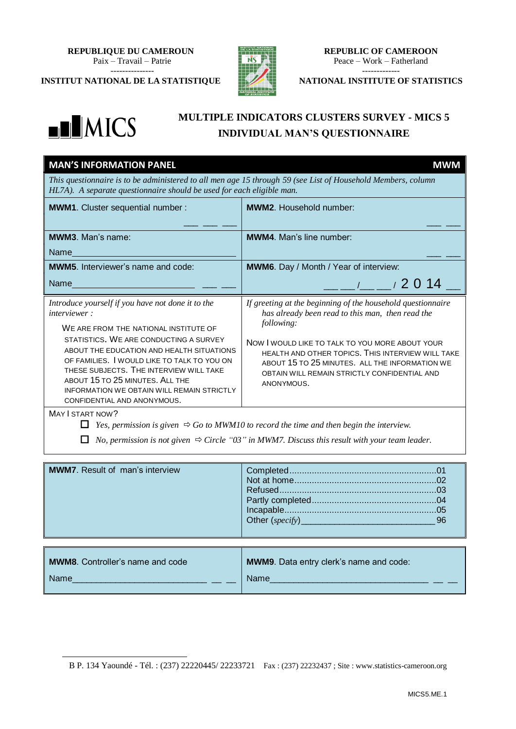**REPUBLIQUE DU CAMEROUN**
Paix – Travail – Patrie
---------------
**INSTITUT NATIONAL DE LA STATISTIQUE**

**REPUBLIC OF CAMEROON**
Peace – Work – Fatherland
-------------
**NATIONAL INSTITUTE OF STATISTICS**

MICS

# MULTIPLE INDICATORS CLUSTERS SURVEY - MICS 5
# INDIVIDUAL MAN'S QUESTIONNAIRE

## MAN'S INFORMATION PANEL — MWM

*This questionnaire is to be administered to all men age 15 through 59 (see List of Household Members, column HL7A). A separate questionnaire should be used for each eligible man.*

| | |
|---|---|
| **MWM1**. Cluster sequential number : ___ ___ ___ | **MWM2**. Household number: ___ ___ |
| **MWM3**. Man's name: Name________________________ | **MWM4**. Man's line number: ___ ___ |
| **MWM5**. Interviewer's name and code: Name____________________ ___ ___ | **MWM6**. Day / Month / Year of interview: ___ ___ /___ ___ / 2 0 14 __ |

*Introduce yourself if you have not done it to the interviewer :*

WE ARE FROM THE NATIONAL INSTITUTE OF STATISTICS. WE ARE CONDUCTING A SURVEY ABOUT THE EDUCATION AND HEALTH SITUATIONS OF FAMILIES. I WOULD LIKE TO TALK TO YOU ON THESE SUBJECTS. THE INTERVIEW WILL TAKE ABOUT 15 TO 25 MINUTES. ALL THE INFORMATION WE OBTAIN WILL REMAIN STRICTLY CONFIDENTIAL AND ANONYMOUS.

*If greeting at the beginning of the household questionnaire has already been read to this man, then read the following:*

NOW I WOULD LIKE TO TALK TO YOU MORE ABOUT YOUR HEALTH AND OTHER TOPICS. THIS INTERVIEW WILL TAKE ABOUT 15 TO 25 MINUTES. ALL THE INFORMATION WE OBTAIN WILL REMAIN STRICTLY CONFIDENTIAL AND ANONYMOUS.

MAY I START NOW?

- ☐ *Yes, permission is given* ⇨ *Go to MWM10 to record the time and then begin the interview.*
- ☐ *No, permission is not given* ⇨ *Circle "03" in MWM7. Discuss this result with your team leader.*

| | |
|---|---|
| **MWM7**. Result of man's interview | Completed....01<br>Not at home....02<br>Refused....03<br>Partly completed....04<br>Incapable....05<br>Other (*specify*)________________ 96 |

| | |
|---|---|
| **MWM8**. Controller's name and code<br>Name________________________ __ __ | **MWM9**. Data entry clerk's name and code:<br>Name________________________ __ __ |

B P. 134 Yaoundé - Tél. : (237) 22220445/ 22233721 Fax : (237) 22232437 ; Site : www.statistics-cameroon.org

MICS5.ME.1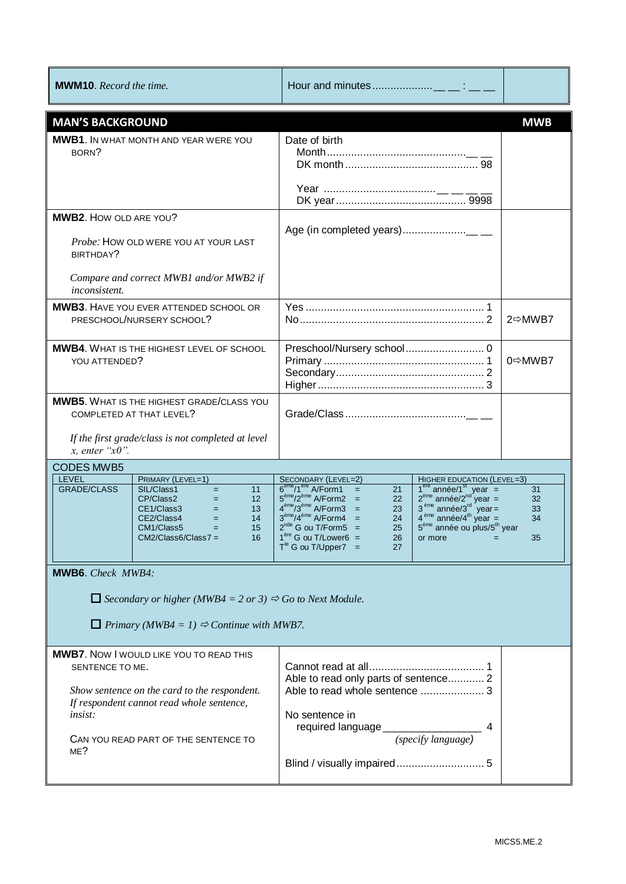| **MWM10**. *Record the time.* | Hour and minutes.................... __ __ : __ __ | |
|---|---|---|

## MAN'S BACKGROUND — MWB

| Question | Response | Skip |
|---|---|---|
| **MWB1**. IN WHAT MONTH AND YEAR WERE YOU BORN? | Date of birth<br>Month............................................ __ __<br>DK month ........................................... 98<br><br>Year .................................... __ __ __ __<br>DK year ........................................... 9998 | |
| **MWB2**. HOW OLD ARE YOU?<br><br>*Probe:* HOW OLD WERE YOU AT YOUR LAST BIRTHDAY?<br><br>*Compare and correct MWB1 and/or MWB2 if inconsistent.* | Age (in completed years)..................... __ __ | |
| **MWB3**. HAVE YOU EVER ATTENDED SCHOOL OR PRESCHOOL/NURSERY SCHOOL? | Yes ........................................................... 1<br>No............................................................. 2 | 2⇨MWB7 |
| **MWB4**. WHAT IS THE HIGHEST LEVEL OF SCHOOL YOU ATTENDED? | Preschool/Nursery school.......................... 0<br>Primary ..................................................... 1<br>Secondary................................................. 2<br>Higher....................................................... 3 | 0⇨MWB7 |
| **MWB5**. WHAT IS THE HIGHEST GRADE/CLASS YOU COMPLETED AT THAT LEVEL?<br><br>*If the first grade/class is not completed at level x, enter "x0".* | Grade/Class........................................ __ __ | |

**CODES MWB5**

| LEVEL | PRIMARY (LEVEL=1) | | SECONDARY (LEVEL=2) | | HIGHER EDUCATION (LEVEL=3) | |
|---|---|---|---|---|---|---|
| GRADE/CLASS | SIL/Class1 = | 11 | 6ème/1ère A/Form1 = | 21 | 1ère année/1st year = | 31 |
| | CP/Class2 = | 12 | 5ème/2ème A/Form2 = | 22 | 2ème année/2nd year = | 32 |
| | CE1/Class3 = | 13 | 4ème/3ème A/Form3 = | 23 | 3ème année/3rd year = | 33 |
| | CE2/Class4 = | 14 | 3ème/4ème A/Form4 = | 24 | 4ème année/4th year = | 34 |
| | CM1/Class5 = | 15 | 2nde G ou T/Form5 = | 25 | 5ème année ou plus/5th year or more = | 35 |
| | CM2/Class6/Class7 = | 16 | 1ère G ou T/Lower6 = | 26 | | |
| | | | Tle G ou T/Upper7 = | 27 | | |

**MWB6**. *Check MWB4:*

☐ *Secondary or higher (MWB4 = 2 or 3) ⇨ Go to Next Module.*

☐ *Primary (MWB4 = 1) ⇨ Continue with MWB7.*

| Question | Response | Skip |
|---|---|---|
| **MWB7**. NOW I WOULD LIKE YOU TO READ THIS SENTENCE TO ME.<br><br>*Show sentence on the card to the respondent. If respondent cannot read whole sentence, insist:*<br><br>CAN YOU READ PART OF THE SENTENCE TO ME? | Cannot read at all...................................... 1<br>Able to read only parts of sentence............ 2<br>Able to read whole sentence ..................... 3<br><br>No sentence in required language _________________ 4<br>*(specify language)*<br><br>Blind / visually impaired............................ 5 | |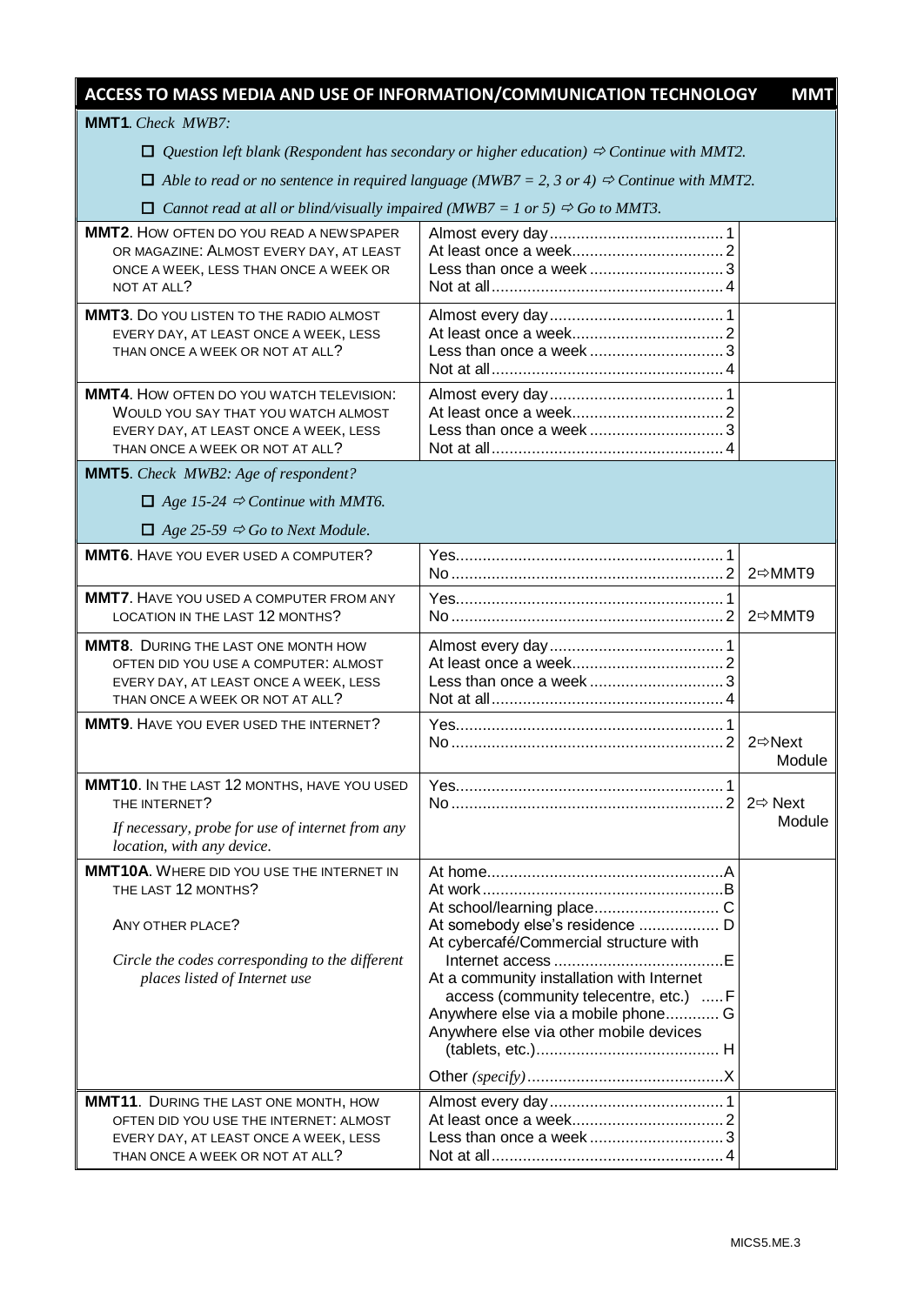## ACCESS TO MASS MEDIA AND USE OF INFORMATION/COMMUNICATION TECHNOLOGY — MMT

**MMT1**. *Check MWB7:*

☐ *Question left blank (Respondent has secondary or higher education)* ⇨ *Continue with MMT2.*

☐ *Able to read or no sentence in required language (MWB7 = 2, 3 or 4)* ⇨ *Continue with MMT2.*

☐ *Cannot read at all or blind/visually impaired (MWB7 = 1 or 5)* ⇨ *Go to MMT3.*

| Question | Response | Skip |
|---|---|---|
| **MMT2**. HOW OFTEN DO YOU READ A NEWSPAPER OR MAGAZINE: ALMOST EVERY DAY, AT LEAST ONCE A WEEK, LESS THAN ONCE A WEEK OR NOT AT ALL? | Almost every day....... 1<br>At least once a week....... 2<br>Less than once a week....... 3<br>Not at all....... 4 | |
| **MMT3**. DO YOU LISTEN TO THE RADIO ALMOST EVERY DAY, AT LEAST ONCE A WEEK, LESS THAN ONCE A WEEK OR NOT AT ALL? | Almost every day....... 1<br>At least once a week....... 2<br>Less than once a week....... 3<br>Not at all....... 4 | |
| **MMT4**. HOW OFTEN DO YOU WATCH TELEVISION: WOULD YOU SAY THAT YOU WATCH ALMOST EVERY DAY, AT LEAST ONCE A WEEK, LESS THAN ONCE A WEEK OR NOT AT ALL? | Almost every day....... 1<br>At least once a week....... 2<br>Less than once a week....... 3<br>Not at all....... 4 | |

**MMT5**. *Check MWB2: Age of respondent?*

☐ *Age 15-24* ⇨ *Continue with MMT6.*

☐ *Age 25-59* ⇨ *Go to Next Module.*

| Question | Response | Skip |
|---|---|---|
| **MMT6**. HAVE YOU EVER USED A COMPUTER? | Yes....... 1<br>No....... 2 | 2⇨MMT9 |
| **MMT7**. HAVE YOU USED A COMPUTER FROM ANY LOCATION IN THE LAST 12 MONTHS? | Yes....... 1<br>No....... 2 | 2⇨MMT9 |
| **MMT8**. DURING THE LAST ONE MONTH HOW OFTEN DID YOU USE A COMPUTER: ALMOST EVERY DAY, AT LEAST ONCE A WEEK, LESS THAN ONCE A WEEK OR NOT AT ALL? | Almost every day....... 1<br>At least once a week....... 2<br>Less than once a week....... 3<br>Not at all....... 4 | |
| **MMT9**. HAVE YOU EVER USED THE INTERNET? | Yes....... 1<br>No....... 2 | 2⇨Next Module |
| **MMT10**. IN THE LAST 12 MONTHS, HAVE YOU USED THE INTERNET?<br>*If necessary, probe for use of internet from any location, with any device.* | Yes....... 1<br>No....... 2 | 2⇨ Next Module |
| **MMT10A**. WHERE DID YOU USE THE INTERNET IN THE LAST 12 MONTHS?<br>ANY OTHER PLACE?<br>*Circle the codes corresponding to the different places listed of Internet use* | At home....... A<br>At work....... B<br>At school/learning place....... C<br>At somebody else's residence....... D<br>At cybercafé/Commercial structure with Internet access....... E<br>At a community installation with Internet access (community telecentre, etc.)....... F<br>Anywhere else via a mobile phone....... G<br>Anywhere else via other mobile devices (tablets, etc.)....... H<br>Other *(specify)*....... X | |
| **MMT11**. DURING THE LAST ONE MONTH, HOW OFTEN DID YOU USE THE INTERNET: ALMOST EVERY DAY, AT LEAST ONCE A WEEK, LESS THAN ONCE A WEEK OR NOT AT ALL? | Almost every day....... 1<br>At least once a week....... 2<br>Less than once a week....... 3<br>Not at all....... 4 | |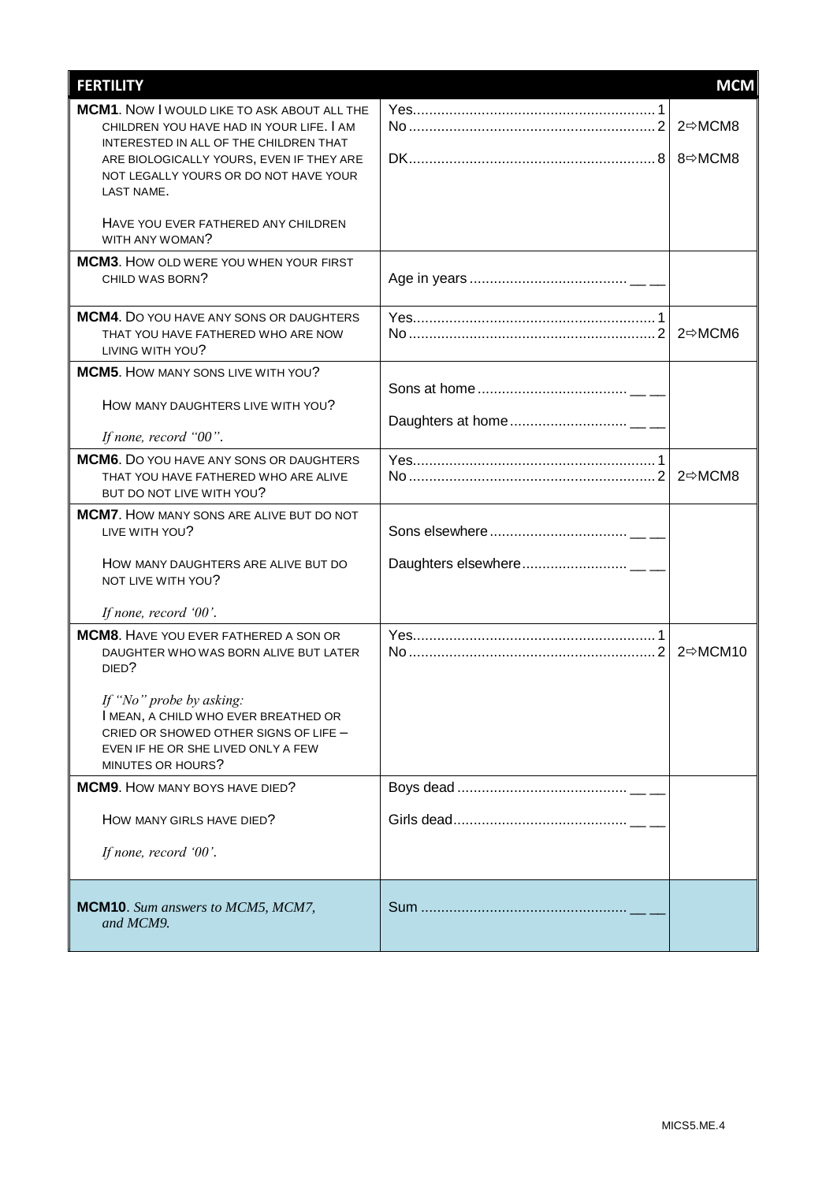| **FERTILITY** | | **MCM** |
|---|---|---|
| **MCM1**. NOW I WOULD LIKE TO ASK ABOUT ALL THE CHILDREN YOU HAVE HAD IN YOUR LIFE. I AM INTERESTED IN ALL OF THE CHILDREN THAT ARE BIOLOGICALLY YOURS, EVEN IF THEY ARE NOT LEGALLY YOURS OR DO NOT HAVE YOUR LAST NAME.<br><br>HAVE YOU EVER FATHERED ANY CHILDREN WITH ANY WOMAN? | Yes........................................................... 1<br>No ............................................................ 2<br><br>DK............................................................ 8 | <br>2⇨MCM8<br><br>8⇨MCM8 |
| **MCM3**. HOW OLD WERE YOU WHEN YOUR FIRST CHILD WAS BORN? | Age in years ....................................... __ __ | |
| **MCM4**. DO YOU HAVE ANY SONS OR DAUGHTERS THAT YOU HAVE FATHERED WHO ARE NOW LIVING WITH YOU? | Yes........................................................... 1<br>No ............................................................ 2 | <br>2⇨MCM6 |
| **MCM5**. HOW MANY SONS LIVE WITH YOU?<br><br>HOW MANY DAUGHTERS LIVE WITH YOU?<br><br>*If none, record "00".* | Sons at home ..................................... __ __<br><br>Daughters at home ............................. __ __ | |
| **MCM6**. DO YOU HAVE ANY SONS OR DAUGHTERS THAT YOU HAVE FATHERED WHO ARE ALIVE BUT DO NOT LIVE WITH YOU? | Yes........................................................... 1<br>No ............................................................ 2 | <br>2⇨MCM8 |
| **MCM7**. HOW MANY SONS ARE ALIVE BUT DO NOT LIVE WITH YOU?<br><br>HOW MANY DAUGHTERS ARE ALIVE BUT DO NOT LIVE WITH YOU?<br><br>*If none, record '00'.* | Sons elsewhere .................................. __ __<br><br>Daughters elsewhere.......................... __ __ | |
| **MCM8**. HAVE YOU EVER FATHERED A SON OR DAUGHTER WHO WAS BORN ALIVE BUT LATER DIED?<br><br>*If "No" probe by asking:*<br>I MEAN, A CHILD WHO EVER BREATHED OR CRIED OR SHOWED OTHER SIGNS OF LIFE – EVEN IF HE OR SHE LIVED ONLY A FEW MINUTES OR HOURS? | Yes........................................................... 1<br>No ............................................................ 2 | <br>2⇨MCM10 |
| **MCM9**. HOW MANY BOYS HAVE DIED?<br><br>HOW MANY GIRLS HAVE DIED?<br><br>*If none, record '00'.* | Boys dead .......................................... __ __<br><br>Girls dead........................................... __ __ | |
| **MCM10**. *Sum answers to MCM5, MCM7, and MCM9.* | Sum .................................................. __ __ | |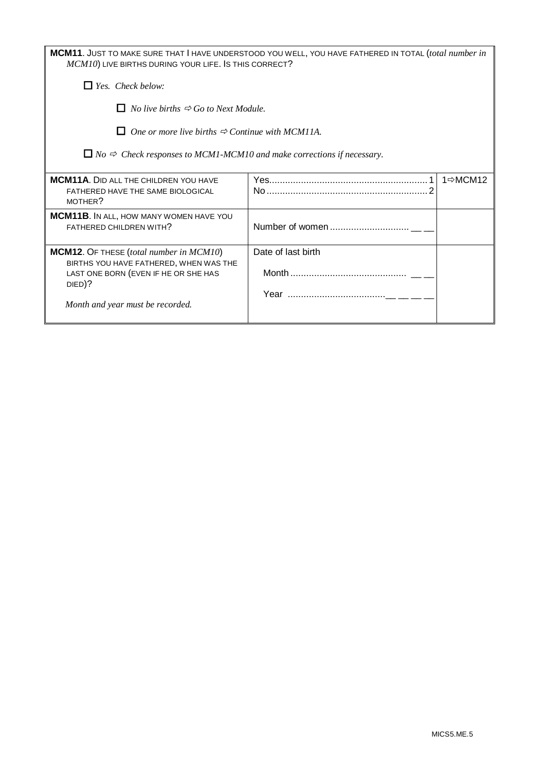**MCM11**. JUST TO MAKE SURE THAT I HAVE UNDERSTOOD YOU WELL, YOU HAVE FATHERED IN TOTAL (*total number in MCM10*) LIVE BIRTHS DURING YOUR LIFE. IS THIS CORRECT?

☐ *Yes. Check below:*

☐ *No live births ⇨ Go to Next Module.*

☐ *One or more live births ⇨ Continue with MCM11A.*

☐ *No ⇨ Check responses to MCM1-MCM10 and make corrections if necessary.*

| | | |
|---|---|---|
| **MCM11A**. DID ALL THE CHILDREN YOU HAVE FATHERED HAVE THE SAME BIOLOGICAL MOTHER? | Yes ........ 1<br>No ........ 2 | 1⇨MCM12 |
| **MCM11B**. IN ALL, HOW MANY WOMEN HAVE YOU FATHERED CHILDREN WITH? | Number of women ........ __ __ | |
| **MCM12**. OF THESE (*total number in MCM10*) BIRTHS YOU HAVE FATHERED, WHEN WAS THE LAST ONE BORN (EVEN IF HE OR SHE HAS DIED)?<br><br>*Month and year must be recorded.* | Date of last birth<br><br>Month ........ __ __<br><br>Year ........ __ __ __ __ | |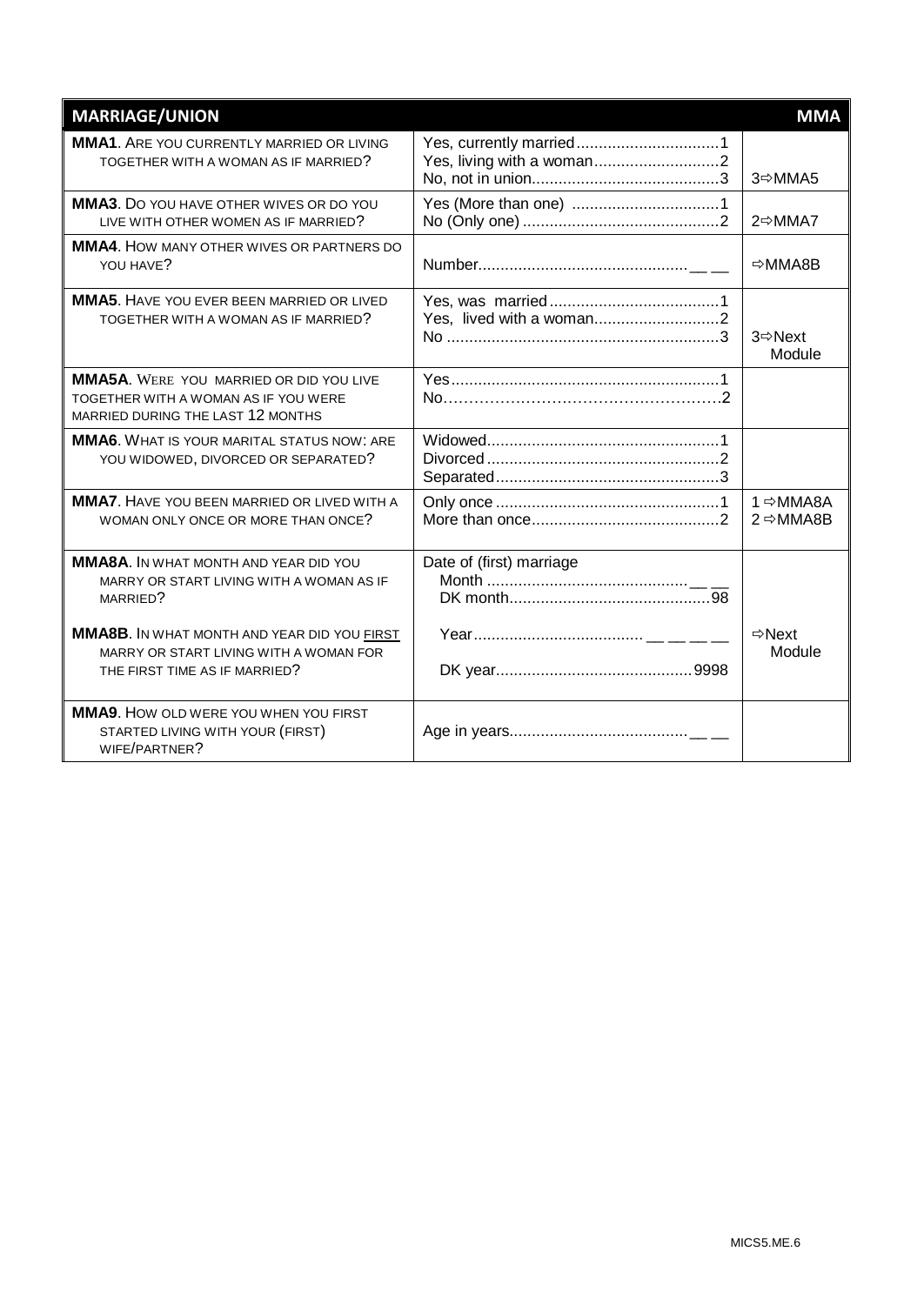| MARRIAGE/UNION | | MMA |
|---|---|---|
| **MMA1**. ARE YOU CURRENTLY MARRIED OR LIVING TOGETHER WITH A WOMAN AS IF MARRIED? | Yes, currently married................................1<br>Yes, living with a woman............................2<br>No, not in union..........................................3 | 3⇨MMA5 |
| **MMA3**. DO YOU HAVE OTHER WIVES OR DO YOU LIVE WITH OTHER WOMEN AS IF MARRIED? | Yes (More than one) .................................1<br>No (Only one) ............................................2 | 2⇨MMA7 |
| **MMA4**. HOW MANY OTHER WIVES OR PARTNERS DO YOU HAVE? | Number............................................... __ __ | ⇨MMA8B |
| **MMA5**. HAVE YOU EVER BEEN MARRIED OR LIVED TOGETHER WITH A WOMAN AS IF MARRIED? | Yes, was married......................................1<br>Yes, lived with a woman............................2<br>No ............................................................3 | 3⇨Next Module |
| **MMA5A**. WERE YOU MARRIED OR DID YOU LIVE TOGETHER WITH A WOMAN AS IF YOU WERE MARRIED DURING THE LAST 12 MONTHS | Yes...........................................................1<br>No…………………………………………………2 | |
| **MMA6**. WHAT IS YOUR MARITAL STATUS NOW: ARE YOU WIDOWED, DIVORCED OR SEPARATED? | Widowed...................................................1<br>Divorced...................................................2<br>Separated.................................................3 | |
| **MMA7**. HAVE YOU BEEN MARRIED OR LIVED WITH A WOMAN ONLY ONCE OR MORE THAN ONCE? | Only once .................................................1<br>More than once..........................................2 | 1 ⇨MMA8A<br>2 ⇨MMA8B |
| **MMA8A**. IN WHAT MONTH AND YEAR DID YOU MARRY OR START LIVING WITH A WOMAN AS IF MARRIED?<br><br>**MMA8B**. IN WHAT MONTH AND YEAR DID YOU FIRST MARRY OR START LIVING WITH A WOMAN FOR THE FIRST TIME AS IF MARRIED? | Date of (first) marriage<br>Month ............................................ __ __<br>DK month............................................98<br><br>Year..................................... __ __ __ __<br><br>DK year............................................9998 | ⇨Next Module |
| **MMA9**. HOW OLD WERE YOU WHEN YOU FIRST STARTED LIVING WITH YOUR (FIRST) WIFE/PARTNER? | Age in years....................................... __ __ | |

MICS5.ME.6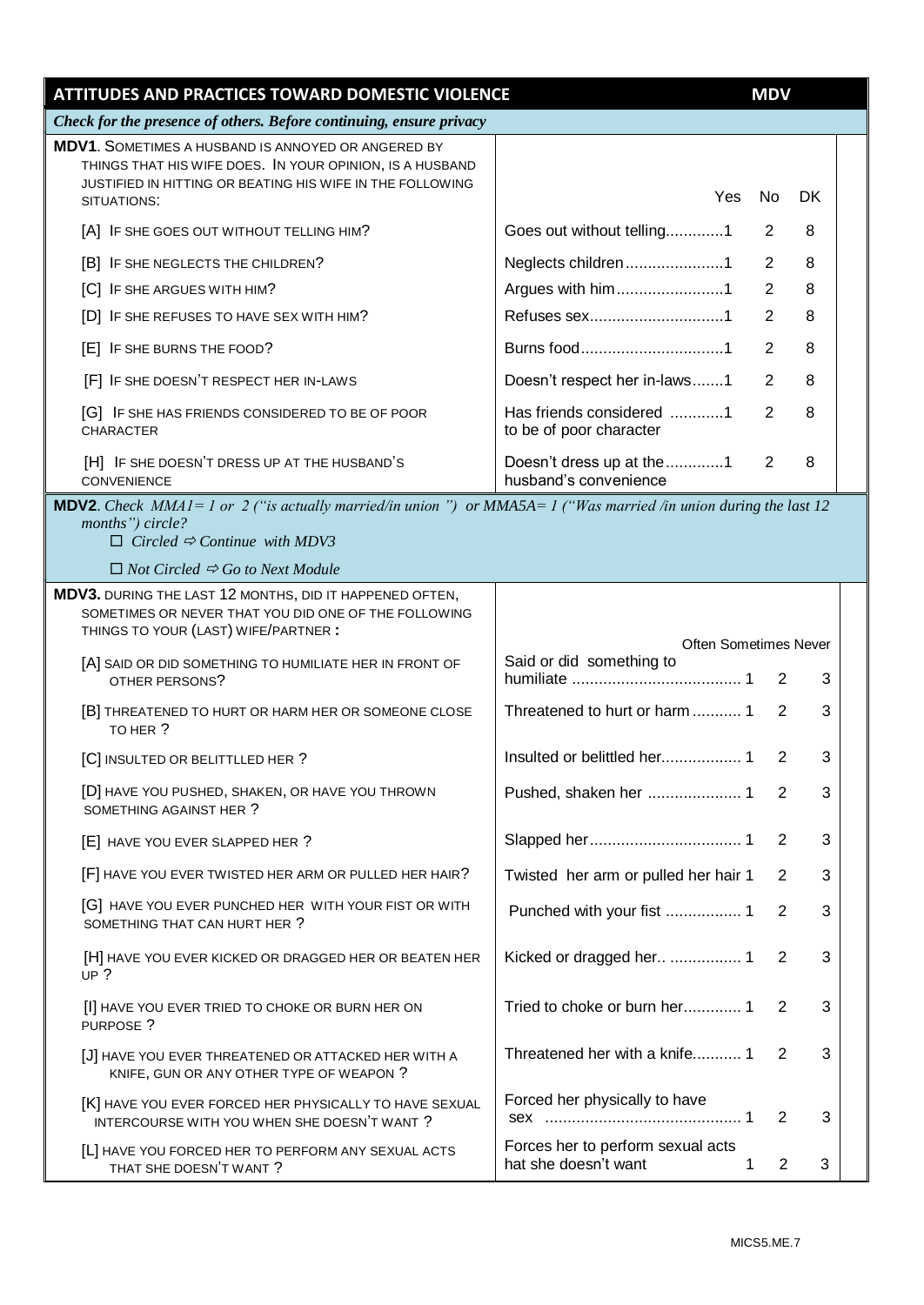## ATTITUDES AND PRACTICES TOWARD DOMESTIC VIOLENCE — MDV

*Check for the presence of others. Before continuing, ensure privacy*

**MDV1**. SOMETIMES A HUSBAND IS ANNOYED OR ANGERED BY THINGS THAT HIS WIFE DOES. IN YOUR OPINION, IS A HUSBAND JUSTIFIED IN HITTING OR BEATING HIS WIFE IN THE FOLLOWING SITUATIONS:

| Question | Response | Yes | No | DK |
|---|---|---|---|---|
| [A] IF SHE GOES OUT WITHOUT TELLING HIM? | Goes out without telling | 1 | 2 | 8 |
| [B] IF SHE NEGLECTS THE CHILDREN? | Neglects children | 1 | 2 | 8 |
| [C] IF SHE ARGUES WITH HIM? | Argues with him | 1 | 2 | 8 |
| [D] IF SHE REFUSES TO HAVE SEX WITH HIM? | Refuses sex | 1 | 2 | 8 |
| [E] IF SHE BURNS THE FOOD? | Burns food | 1 | 2 | 8 |
| [F] IF SHE DOESN'T RESPECT HER IN-LAWS | Doesn't respect her in-laws | 1 | 2 | 8 |
| [G] IF SHE HAS FRIENDS CONSIDERED TO BE OF POOR CHARACTER | Has friends considered to be of poor character | 1 | 2 | 8 |
| [H] IF SHE DOESN'T DRESS UP AT THE HUSBAND'S CONVENIENCE | Doesn't dress up at the husband's convenience | 1 | 2 | 8 |

**MDV2**. *Check MMA1= 1 or 2 ("is actually married/in union") or MMA5A= 1 ("Was married /in union during the last 12 months") circle?*

☐ *Circled* ⇨ *Continue with MDV3*

☐ *Not Circled* ⇨ *Go to Next Module*

**MDV3.** DURING THE LAST 12 MONTHS, DID IT HAPPENED OFTEN, SOMETIMES OR NEVER THAT YOU DID ONE OF THE FOLLOWING THINGS TO YOUR (LAST) WIFE/PARTNER :

| Question | Response | Often | Sometimes | Never |
|---|---|---|---|---|
| [A] SAID OR DID SOMETHING TO HUMILIATE HER IN FRONT OF OTHER PERSONS? | Said or did something to humiliate | 1 | 2 | 3 |
| [B] THREATENED TO HURT OR HARM HER OR SOMEONE CLOSE TO HER ? | Threatened to hurt or harm | 1 | 2 | 3 |
| [C] INSULTED OR BELITTLLED HER ? | Insulted or belittled her | 1 | 2 | 3 |
| [D] HAVE YOU PUSHED, SHAKEN, OR HAVE YOU THROWN SOMETHING AGAINST HER ? | Pushed, shaken her | 1 | 2 | 3 |
| [E] HAVE YOU EVER SLAPPED HER ? | Slapped her | 1 | 2 | 3 |
| [F] HAVE YOU EVER TWISTED HER ARM OR PULLED HER HAIR? | Twisted her arm or pulled her hair | 1 | 2 | 3 |
| [G] HAVE YOU EVER PUNCHED HER WITH YOUR FIST OR WITH SOMETHING THAT CAN HURT HER ? | Punched with your fist | 1 | 2 | 3 |
| [H] HAVE YOU EVER KICKED OR DRAGGED HER OR BEATEN HER UP ? | Kicked or dragged her.. | 1 | 2 | 3 |
| [I] HAVE YOU EVER TRIED TO CHOKE OR BURN HER ON PURPOSE ? | Tried to choke or burn her | 1 | 2 | 3 |
| [J] HAVE YOU EVER THREATENED OR ATTACKED HER WITH A KNIFE, GUN OR ANY OTHER TYPE OF WEAPON ? | Threatened her with a knife | 1 | 2 | 3 |
| [K] HAVE YOU EVER FORCED HER PHYSICALLY TO HAVE SEXUAL INTERCOURSE WITH YOU WHEN SHE DOESN'T WANT ? | Forced her physically to have sex | 1 | 2 | 3 |
| [L] HAVE YOU FORCED HER TO PERFORM ANY SEXUAL ACTS THAT SHE DOESN'T WANT ? | Forces her to perform sexual acts hat she doesn't want | 1 | 2 | 3 |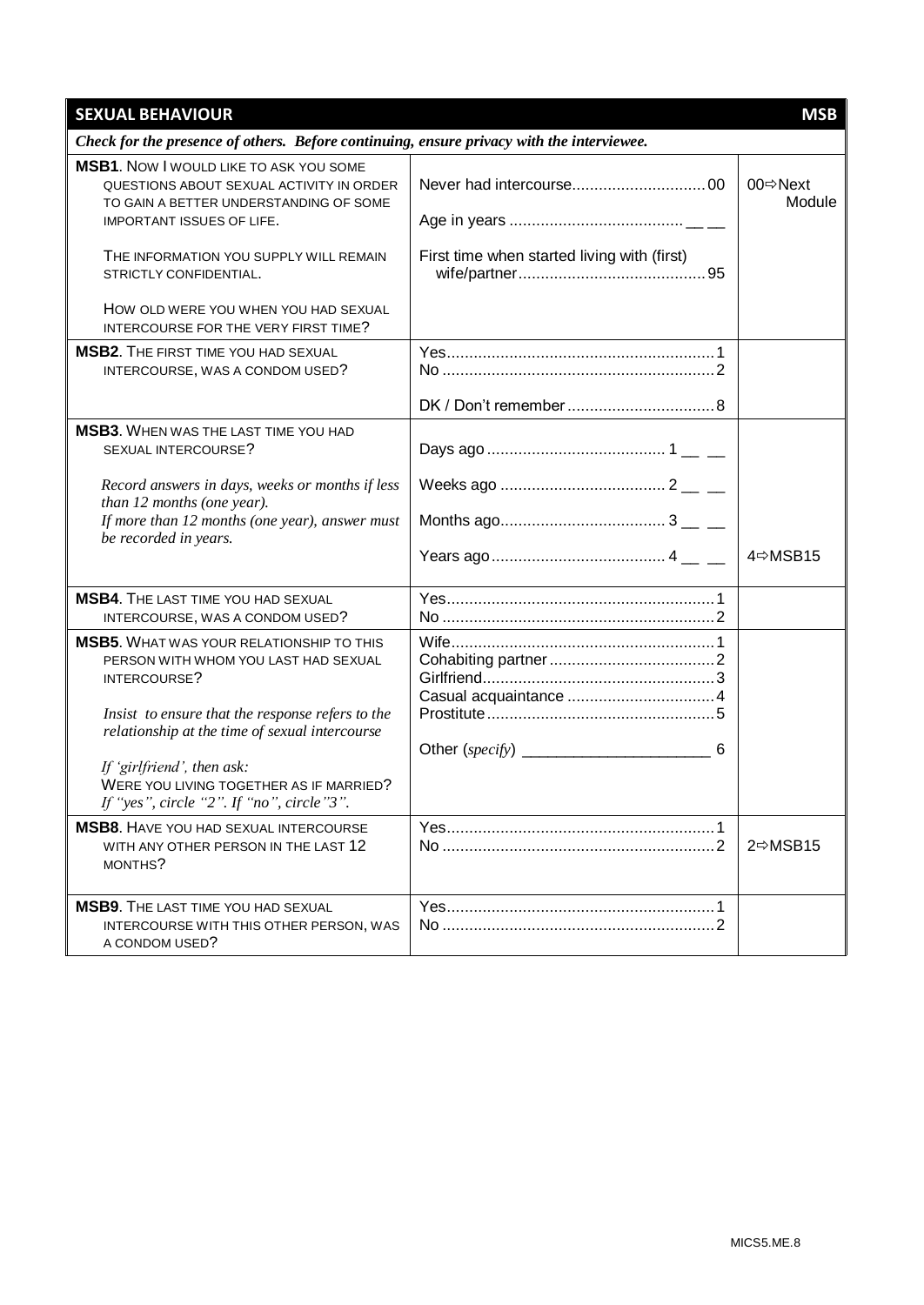## SEXUAL BEHAVIOUR — MSB

*Check for the presence of others. Before continuing, ensure privacy with the interviewee.*

| Question | Response | Skip |
|---|---|---|
| **MSB1**. NOW I WOULD LIKE TO ASK YOU SOME QUESTIONS ABOUT SEXUAL ACTIVITY IN ORDER TO GAIN A BETTER UNDERSTANDING OF SOME IMPORTANT ISSUES OF LIFE.<br><br>THE INFORMATION YOU SUPPLY WILL REMAIN STRICTLY CONFIDENTIAL.<br><br>HOW OLD WERE YOU WHEN YOU HAD SEXUAL INTERCOURSE FOR THE VERY FIRST TIME? | Never had intercourse....................00<br><br>Age in years ....................... __ __<br><br>First time when started living with (first) wife/partner....................95 | 00⇨Next Module |
| **MSB2**. THE FIRST TIME YOU HAD SEXUAL INTERCOURSE, WAS A CONDOM USED? | Yes....................1<br>No....................2<br><br>DK / Don't remember....................8 | |
| **MSB3**. WHEN WAS THE LAST TIME YOU HAD SEXUAL INTERCOURSE?<br><br>*Record answers in days, weeks or months if less than 12 months (one year).*<br>*If more than 12 months (one year), answer must be recorded in years.* | Days ago....................1 __ __<br><br>Weeks ago....................2 __ __<br><br>Months ago....................3 __ __<br><br>Years ago....................4 __ __ | 4⇨MSB15 |
| **MSB4**. THE LAST TIME YOU HAD SEXUAL INTERCOURSE, WAS A CONDOM USED? | Yes....................1<br>No....................2 | |
| **MSB5**. WHAT WAS YOUR RELATIONSHIP TO THIS PERSON WITH WHOM YOU LAST HAD SEXUAL INTERCOURSE?<br><br>*Insist to ensure that the response refers to the relationship at the time of sexual intercourse*<br><br>*If 'girlfriend', then ask:*<br>WERE YOU LIVING TOGETHER AS IF MARRIED?<br>*If "yes", circle "2". If "no", circle "3".* | Wife....................1<br>Cohabiting partner....................2<br>Girlfriend....................3<br>Casual acquaintance....................4<br>Prostitute....................5<br><br>Other (*specify*) ______________________ 6 | |
| **MSB8**. HAVE YOU HAD SEXUAL INTERCOURSE WITH ANY OTHER PERSON IN THE LAST 12 MONTHS? | Yes....................1<br>No....................2 | 2⇨MSB15 |
| **MSB9**. THE LAST TIME YOU HAD SEXUAL INTERCOURSE WITH THIS OTHER PERSON, WAS A CONDOM USED? | Yes....................1<br>No....................2 | |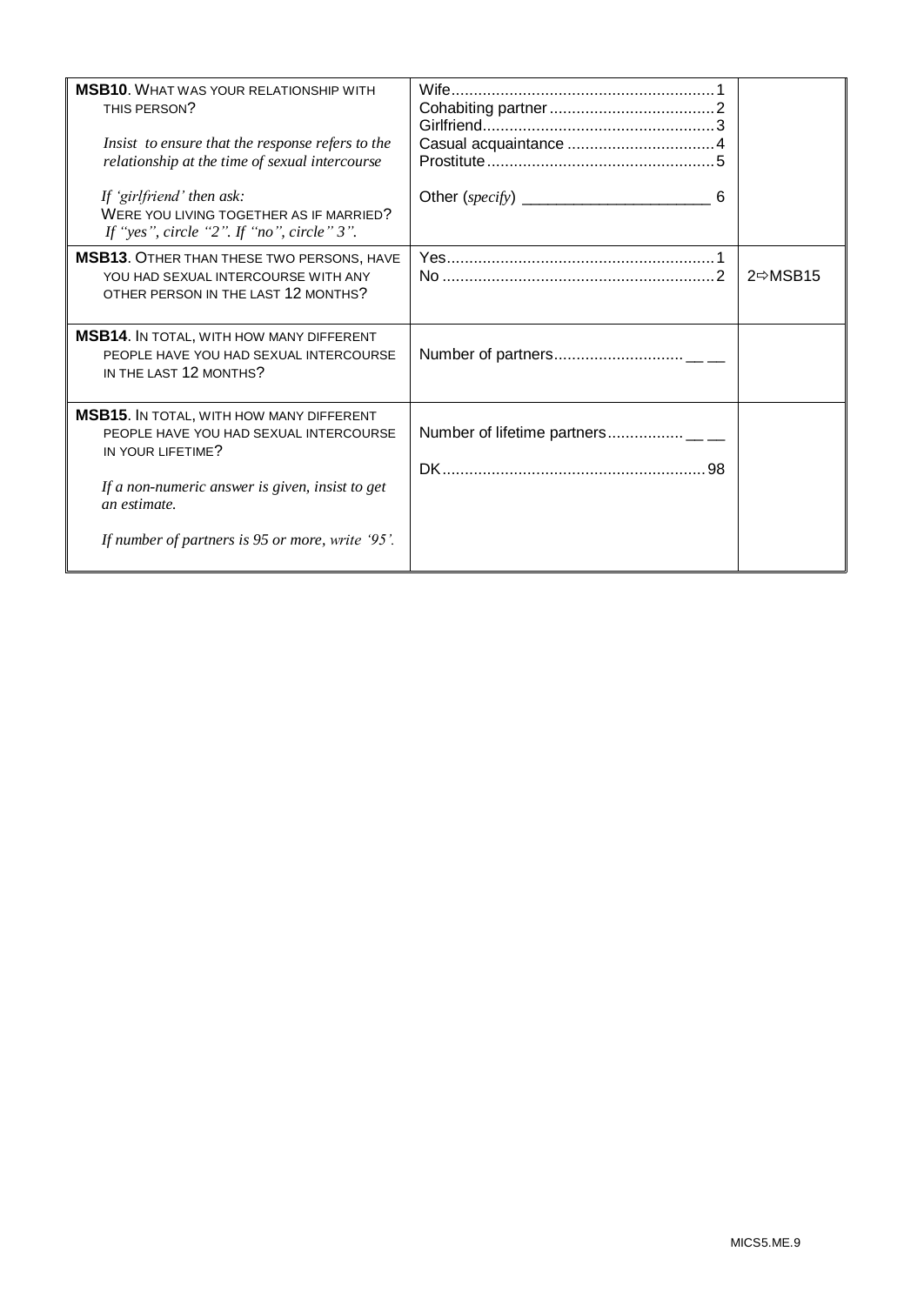| | | |
|---|---|---|
| **MSB10**. WHAT WAS YOUR RELATIONSHIP WITH THIS PERSON?<br><br>*Insist to ensure that the response refers to the relationship at the time of sexual intercourse*<br><br>*If 'girlfriend' then ask:*<br>WERE YOU LIVING TOGETHER AS IF MARRIED?<br>*If "yes", circle "2". If "no", circle" 3".* | Wife....................................1<br>Cohabiting partner....................2<br>Girlfriend................................3<br>Casual acquaintance ................4<br>Prostitute................................5<br><br>Other (*specify*) ______________________ 6 | |
| **MSB13**. OTHER THAN THESE TWO PERSONS, HAVE YOU HAD SEXUAL INTERCOURSE WITH ANY OTHER PERSON IN THE LAST 12 MONTHS? | Yes......................................1<br>No........................................2 | <br>2⇨MSB15 |
| **MSB14**. IN TOTAL, WITH HOW MANY DIFFERENT PEOPLE HAVE YOU HAD SEXUAL INTERCOURSE IN THE LAST 12 MONTHS? | Number of partners.......................... __ __ | |
| **MSB15**. IN TOTAL, WITH HOW MANY DIFFERENT PEOPLE HAVE YOU HAD SEXUAL INTERCOURSE IN YOUR LIFETIME?<br><br>*If a non-numeric answer is given, insist to get an estimate.*<br><br>*If number of partners is 95 or more, write '95'.* | Number of lifetime partners.............. __ __<br><br>DK........................................98 | |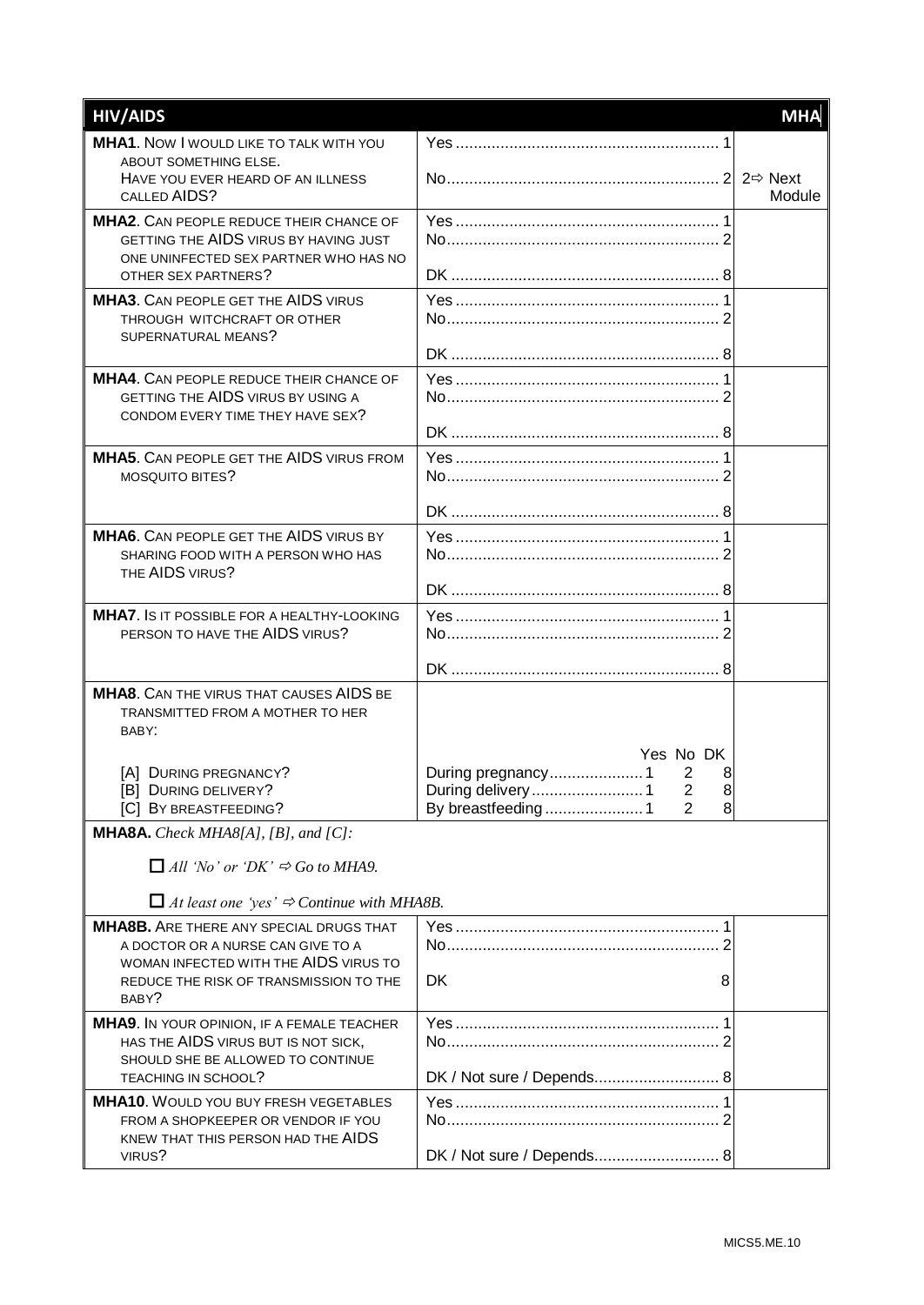| HIV/AIDS | | MHA |
|---|---|---|
| **MHA1**. Now I would like to talk with you about something else.<br>Have you ever heard of an illness called AIDS? | Yes ... 1<br>No ... 2 | 2⇨ Next Module |
| **MHA2**. Can people reduce their chance of getting the AIDS virus by having just one uninfected sex partner who has no other sex partners? | Yes ... 1<br>No ... 2<br>DK ... 8 | |
| **MHA3**. Can people get the AIDS virus through witchcraft or other supernatural means? | Yes ... 1<br>No ... 2<br>DK ... 8 | |
| **MHA4**. Can people reduce their chance of getting the AIDS virus by using a condom every time they have sex? | Yes ... 1<br>No ... 2<br>DK ... 8 | |
| **MHA5**. Can people get the AIDS virus from mosquito bites? | Yes ... 1<br>No ... 2<br>DK ... 8 | |
| **MHA6**. Can people get the AIDS virus by sharing food with a person who has the AIDS virus? | Yes ... 1<br>No ... 2<br>DK ... 8 | |
| **MHA7**. Is it possible for a healthy-looking person to have the AIDS virus? | Yes ... 1<br>No ... 2<br>DK ... 8 | |
| **MHA8**. Can the virus that causes AIDS be transmitted from a mother to her baby:<br>[A] During pregnancy?<br>[B] During delivery?<br>[C] By breastfeeding? | Yes No DK<br>During pregnancy ... 1 2 8<br>During delivery ... 1 2 8<br>By breastfeeding ... 1 2 8 | |
| **MHA8A.** *Check MHA8[A], [B], and [C]:*<br>☐ *All 'No' or 'DK'* ⇨ *Go to MHA9.*<br>☐ *At least one 'yes'* ⇨ *Continue with MHA8B.* | | |
| **MHA8B.** Are there any special drugs that a doctor or a nurse can give to a woman infected with the AIDS virus to reduce the risk of transmission to the baby? | Yes ... 1<br>No ... 2<br>DK 8 | |
| **MHA9**. In your opinion, if a female teacher has the AIDS virus but is not sick, should she be allowed to continue teaching in school? | Yes ... 1<br>No ... 2<br>DK / Not sure / Depends ... 8 | |
| **MHA10**. Would you buy fresh vegetables from a shopkeeper or vendor if you knew that this person had the AIDS virus? | Yes ... 1<br>No ... 2<br>DK / Not sure / Depends ... 8 | |

MICS5.ME.10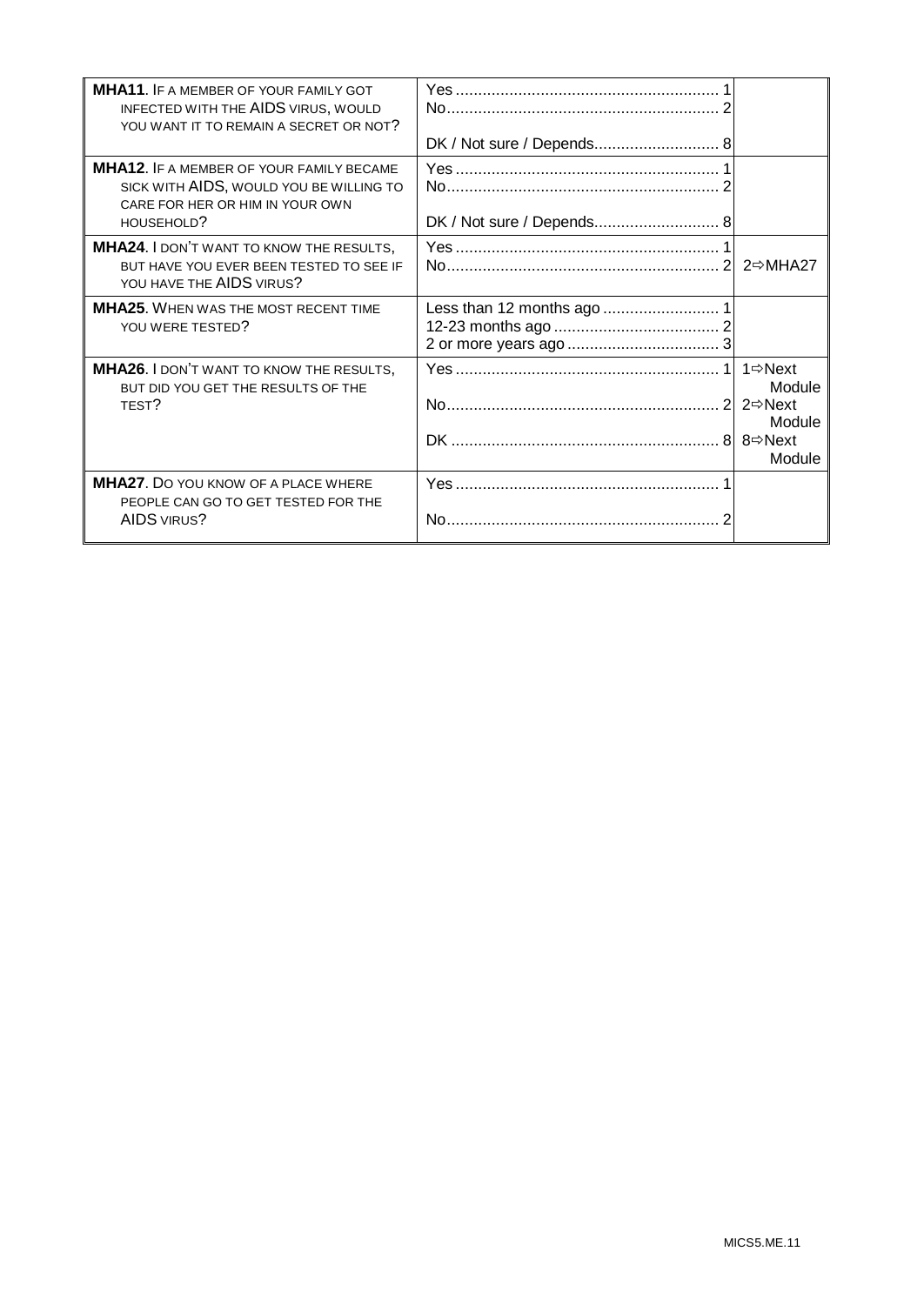| | | |
|---|---|---|
| **MHA11**. If a member of your family got infected with the AIDS virus, would you want it to remain a secret or not? | Yes ........................................................ 1<br>No.......................................................... 2<br><br>DK / Not sure / Depends.......................... 8 | |
| **MHA12**. If a member of your family became sick with AIDS, would you be willing to care for her or him in your own household? | Yes ........................................................ 1<br>No.......................................................... 2<br><br>DK / Not sure / Depends.......................... 8 | |
| **MHA24**. I don't want to know the results, but have you ever been tested to see if you have the AIDS virus? | Yes ........................................................ 1<br>No.......................................................... 2 | 2⇨MHA27 |
| **MHA25**. When was the most recent time you were tested? | Less than 12 months ago .......................... 1<br>12-23 months ago .................................... 2<br>2 or more years ago ................................. 3 | |
| **MHA26**. I don't want to know the results, but did you get the results of the test? | Yes ........................................................ 1<br><br>No.......................................................... 2<br><br>DK ......................................................... 8 | 1⇨Next Module<br>2⇨Next Module<br>8⇨Next Module |
| **MHA27**. Do you know of a place where people can go to get tested for the AIDS virus? | Yes ........................................................ 1<br><br>No.......................................................... 2 | |

MICS5.ME.11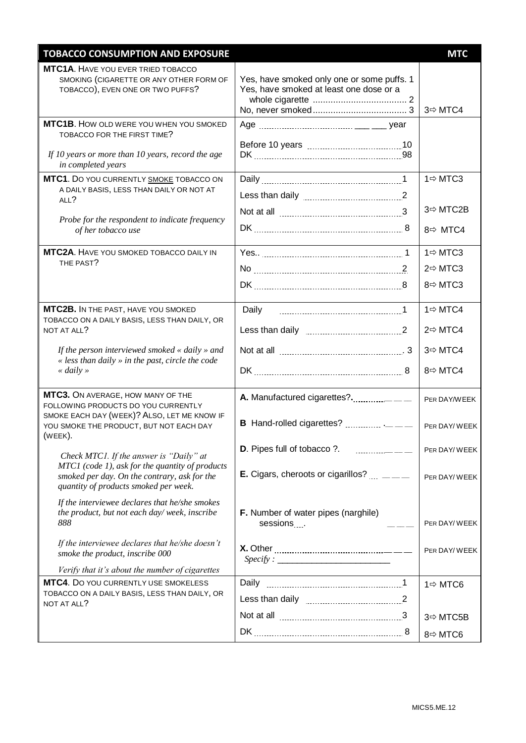| TOBACCO CONSUMPTION AND EXPOSURE | | MTC |
|---|---|---|
| **MTC1A**. HAVE YOU EVER TRIED TOBACCO SMOKING (CIGARETTE OR ANY OTHER FORM OF TOBACCO), EVEN ONE OR TWO PUFFS? | Yes, have smoked only one or some puffs. 1<br>Yes, have smoked at least one dose or a whole cigarette ..................................... 2<br>No, never smoked ..................................... 3 | 3⇨ MTC4 |
| **MTC1B**. HOW OLD WERE YOU WHEN YOU SMOKED TOBACCO FOR THE FIRST TIME?<br><br>*If 10 years or more than 10 years, record the age in completed years* | Age ........................................ ___ ___ year<br><br>Before 10 years ........................................10<br>DK ........................................................98 | |
| **MTC1**. DO YOU CURRENTLY SMOKE TOBACCO ON A DAILY BASIS, LESS THAN DAILY OR NOT AT ALL?<br><br>*Probe for the respondent to indicate frequency of her tobacco use* | Daily ........................................................1<br>Less than daily ........................................2<br>Not at all ................................................3<br>DK ........................................................ 8 | 1⇨ MTC3<br><br>3⇨ MTC2B<br>8⇨ MTC4 |
| **MTC2A**. HAVE YOU SMOKED TOBACCO DAILY IN THE PAST? | Yes.. ........................................................ 1<br>No ........................................................2<br>DK ........................................................8 | 1⇨ MTC3<br>2⇨ MTC3<br>8⇨ MTC3 |
| **MTC2B.** IN THE PAST, HAVE YOU SMOKED TOBACCO ON A DAILY BASIS, LESS THAN DAILY, OR NOT AT ALL?<br><br>*If the person interviewed smoked « daily » and « less than daily » in the past, circle the code « daily »* | Daily ................................................1<br>Less than daily ........................................2<br>Not at all ................................................ 3<br>DK ........................................................ 8 | 1⇨ MTC4<br>2⇨ MTC4<br>3⇨ MTC4<br>8⇨ MTC4 |
| **MTC3.** ON AVERAGE, HOW MANY OF THE FOLLOWING PRODUCTS DO YOU CURRENTLY SMOKE EACH DAY (WEEK)? ALSO, LET ME KNOW IF YOU SMOKE THE PRODUCT, BUT NOT EACH DAY (WEEK).<br><br>*Check MTC1. If the answer is "Daily" at MTC1 (code 1), ask for the quantity of products smoked per day. On the contrary, ask for the quantity of products smoked per week.*<br><br>*If the interviewee declares that he/she smokes the product, but not each day/ week, inscribe 888*<br><br>*If the interviewee declares that he/she doesn't smoke the product, inscribe 000*<br><br>*Verify that it's about the number of cigarettes* | **A.** Manufactured cigarettes?............ — — —<br>**B** Hand-rolled cigarettes? .............. .— — —<br>**D**. Pipes full of tobacco ?. ............— — —<br>**E.** Cigars, cheroots or cigarillos? .... — — —<br>**F.** Number of water pipes (narghile) sessions.... — — —<br>**X.** Other ........................................— — —<br>*Specify :* ________________________ | PER DAY/WEEK<br>PER DAY/ WEEK<br>PER DAY/ WEEK<br>PER DAY/ WEEK<br>PER DAY/ WEEK<br>PER DAY/ WEEK |
| **MTC4**. DO YOU CURRENTLY USE SMOKELESS TOBACCO ON A DAILY BASIS, LESS THAN DAILY, OR NOT AT ALL? | Daily ........................................................1<br>Less than daily ........................................2<br>Not at all ................................................3<br>DK ........................................................ 8 | 1⇨ MTC6<br><br>3⇨ MTC5B<br>8⇨ MTC6 |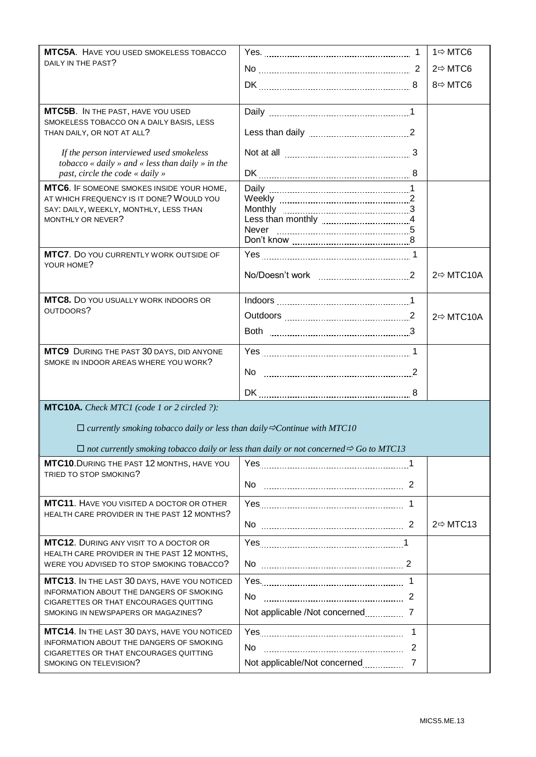| | | |
|---|---|---|
| **MTC5A**. HAVE YOU USED SMOKELESS TOBACCO DAILY IN THE PAST? | Yes. 1<br>No 2<br>DK 8 | 1⇨ MTC6<br>2⇨ MTC6<br>8⇨ MTC6 |
| **MTC5B**. IN THE PAST, HAVE YOU USED SMOKELESS TOBACCO ON A DAILY BASIS, LESS THAN DAILY, OR NOT AT ALL?<br><br>*If the person interviewed used smokeless tobacco « daily » and « less than daily » in the past, circle the code « daily »* | Daily 1<br>Less than daily 2<br>Not at all 3<br>DK 8 | |
| **MTC6**. IF SOMEONE SMOKES INSIDE YOUR HOME, AT WHICH FREQUENCY IS IT DONE? WOULD YOU SAY: DAILY, WEEKLY, MONTHLY, LESS THAN MONTHLY OR NEVER? | Daily 1<br>Weekly 2<br>Monthly 3<br>Less than monthly 4<br>Never 5<br>Don't know 8 | |
| **MTC7**. DO YOU CURRENTLY WORK OUTSIDE OF YOUR HOME? | Yes 1<br>No/Doesn't work 2 | <br>2⇨ MTC10A |
| **MTC8.** DO YOU USUALLY WORK INDOORS OR OUTDOORS? | Indoors 1<br>Outdoors 2<br>Both 3 | <br>2⇨ MTC10A |
| **MTC9** DURING THE PAST 30 DAYS, DID ANYONE SMOKE IN INDOOR AREAS WHERE YOU WORK? | Yes 1<br>No 2<br>DK 8 | |
| **MTC10A.** *Check MTC1 (code 1 or 2 circled ?):*<br><br>☐ *currently smoking tobacco daily or less than daily* ⇨ *Continue with MTC10*<br><br>☐ *not currently smoking tobacco daily or less than daily or not concerned* ⇨ *Go to MTC13* | | |
| **MTC10.** DURING THE PAST 12 MONTHS, HAVE YOU TRIED TO STOP SMOKING? | Yes 1<br>No 2 | |
| **MTC11**. HAVE YOU VISITED A DOCTOR OR OTHER HEALTH CARE PROVIDER IN THE PAST 12 MONTHS? | Yes 1<br>No 2 | <br>2⇨ MTC13 |
| **MTC12**. DURING ANY VISIT TO A DOCTOR OR HEALTH CARE PROVIDER IN THE PAST 12 MONTHS, WERE YOU ADVISED TO STOP SMOKING TOBACCO? | Yes 1<br>No 2 | |
| **MTC13**. IN THE LAST 30 DAYS, HAVE YOU NOTICED INFORMATION ABOUT THE DANGERS OF SMOKING CIGARETTES OR THAT ENCOURAGES QUITTING SMOKING IN NEWSPAPERS OR MAGAZINES? | Yes. 1<br>No 2<br>Not applicable /Not concerned 7 | |
| **MTC14**. IN THE LAST 30 DAYS, HAVE YOU NOTICED INFORMATION ABOUT THE DANGERS OF SMOKING CIGARETTES OR THAT ENCOURAGES QUITTING SMOKING ON TELEVISION? | Yes 1<br>No 2<br>Not applicable/Not concerned 7 | |

MICS5.ME.13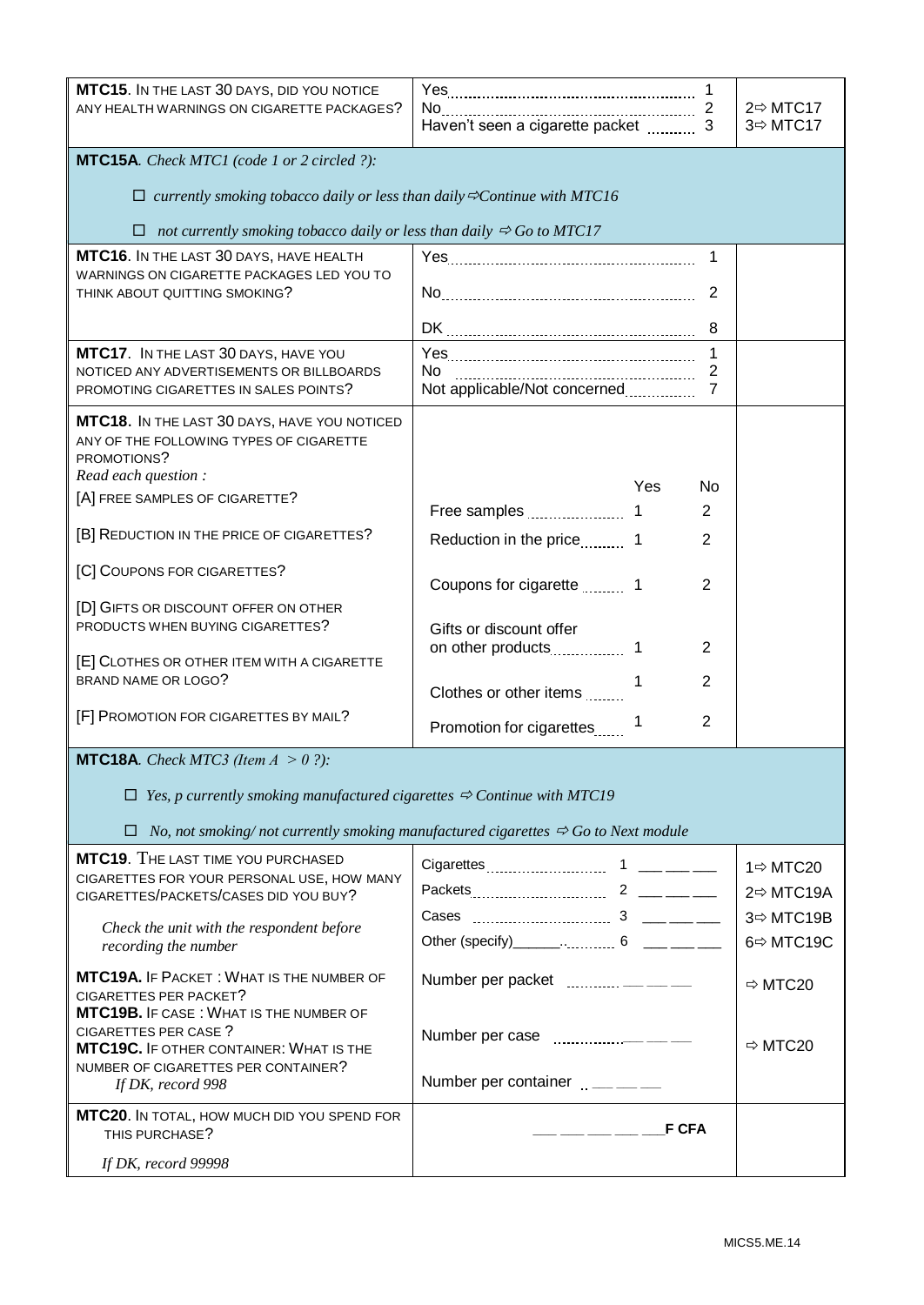| | | |
|---|---|---|
| **MTC15**. IN THE LAST 30 DAYS, DID YOU NOTICE ANY HEALTH WARNINGS ON CIGARETTE PACKAGES? | Yes 1<br>No 2<br>Haven't seen a cigarette packet 3 | <br>2⇨ MTC17<br>3⇨ MTC17 |
| **MTC15A**. *Check MTC1 (code 1 or 2 circled ?):*<br><br>☐ *currently smoking tobacco daily or less than daily ⇨Continue with MTC16*<br><br>☐ *not currently smoking tobacco daily or less than daily ⇨ Go to MTC17* | | |
| **MTC16**. IN THE LAST 30 DAYS, HAVE HEALTH WARNINGS ON CIGARETTE PACKAGES LED YOU TO THINK ABOUT QUITTING SMOKING? | Yes 1<br>No 2<br>DK 8 | |
| **MTC17**. IN THE LAST 30 DAYS, HAVE YOU NOTICED ANY ADVERTISEMENTS OR BILLBOARDS PROMOTING CIGARETTES IN SALES POINTS? | Yes 1<br>No 2<br>Not applicable/Not concerned 7 | |
| **MTC18**. IN THE LAST 30 DAYS, HAVE YOU NOTICED ANY OF THE FOLLOWING TYPES OF CIGARETTE PROMOTIONS?<br>*Read each question :* | Yes / No | |
| [A] FREE SAMPLES OF CIGARETTE? | Free samples 1 2 | |
| [B] REDUCTION IN THE PRICE OF CIGARETTES? | Reduction in the price 1 2 | |
| [C] COUPONS FOR CIGARETTES? | Coupons for cigarette 1 2 | |
| [D] GIFTS OR DISCOUNT OFFER ON OTHER PRODUCTS WHEN BUYING CIGARETTES? | Gifts or discount offer on other products 1 2 | |
| [E] CLOTHES OR OTHER ITEM WITH A CIGARETTE BRAND NAME OR LOGO? | Clothes or other items 1 2 | |
| [F] PROMOTION FOR CIGARETTES BY MAIL? | Promotion for cigarettes 1 2 | |
| **MTC18A**. *Check MTC3 (Item A > 0 ?):*<br><br>☐ *Yes, p currently smoking manufactured cigarettes ⇨ Continue with MTC19*<br><br>☐ *No, not smoking/ not currently smoking manufactured cigarettes ⇨ Go to Next module* | | |
| **MTC19**. THE LAST TIME YOU PURCHASED CIGARETTES FOR YOUR PERSONAL USE, HOW MANY CIGARETTES/PACKETS/CASES DID YOU BUY?<br><br>*Check the unit with the respondent before recording the number* | Cigarettes 1 ___ ___ ___<br>Packets 2 ___ ___ ___<br>Cases 3 ___ ___ ___<br>Other (specify)______ 6 ___ ___ ___ | 1⇨ MTC20<br>2⇨ MTC19A<br>3⇨ MTC19B<br>6⇨ MTC19C |
| **MTC19A.** IF PACKET : WHAT IS THE NUMBER OF CIGARETTES PER PACKET? | Number per packet ___ ___ ___ | ⇨ MTC20 |
| **MTC19B.** IF CASE : WHAT IS THE NUMBER OF CIGARETTES PER CASE ? | Number per case ___ ___ ___ | ⇨ MTC20 |
| **MTC19C.** IF OTHER CONTAINER: WHAT IS THE NUMBER OF CIGARETTES PER CONTAINER?<br>*If DK, record 998* | Number per container ___ ___ ___ | |
| **MTC20**. IN TOTAL, HOW MUCH DID YOU SPEND FOR THIS PURCHASE?<br><br>*If DK, record 99998* | ___ ___ ___ ___ ___F CFA | |

MICS5.ME.14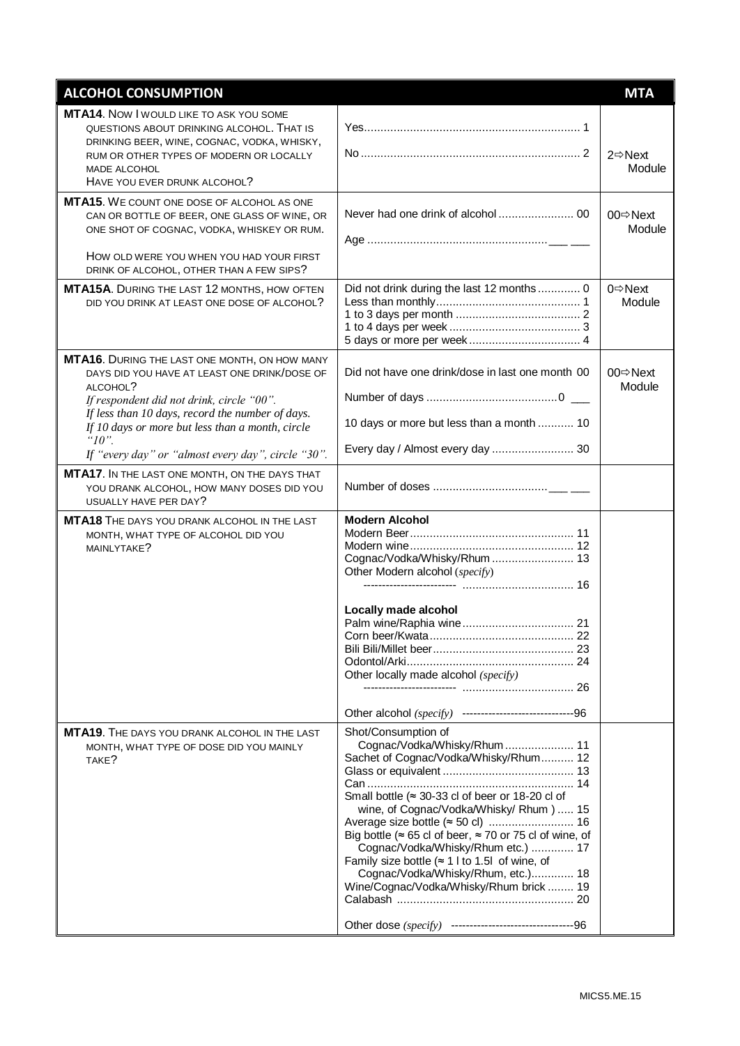| ALCOHOL CONSUMPTION | | MTA |
|---|---|---|
| **MTA14**. NOW I WOULD LIKE TO ASK YOU SOME QUESTIONS ABOUT DRINKING ALCOHOL. THAT IS DRINKING BEER, WINE, COGNAC, VODKA, WHISKY, RUM OR OTHER TYPES OF MODERN OR LOCALLY MADE ALCOHOL<br>HAVE YOU EVER DRUNK ALCOHOL? | Yes.................................................................. 1<br><br>No.................................................................. 2 | <br><br>2⇨Next Module |
| **MTA15**. WE COUNT ONE DOSE OF ALCOHOL AS ONE CAN OR BOTTLE OF BEER, ONE GLASS OF WINE, OR ONE SHOT OF COGNAC, VODKA, WHISKEY OR RUM.<br><br>HOW OLD WERE YOU WHEN YOU HAD YOUR FIRST DRINK OF ALCOHOL, OTHER THAN A FEW SIPS? | Never had one drink of alcohol ....................... 00<br><br>Age ....................................................... ___ ___ | 00⇨Next Module |
| **MTA15A**. DURING THE LAST 12 MONTHS, HOW OFTEN DID YOU DRINK AT LEAST ONE DOSE OF ALCOHOL? | Did not drink during the last 12 months............. 0<br>Less than monthly............................................ 1<br>1 to 3 days per month ...................................... 2<br>1 to 4 days per week ........................................ 3<br>5 days or more per week.................................. 4 | 0⇨Next Module |
| **MTA16**. DURING THE LAST ONE MONTH, ON HOW MANY DAYS DID YOU HAVE AT LEAST ONE DRINK/DOSE OF ALCOHOL?<br>*If respondent did not drink, circle "00".*<br>*If less than 10 days, record the number of days.*<br>*If 10 days or more but less than a month, circle "10".*<br>*If "every day" or "almost every day", circle "30".* | Did not have one drink/dose in last one month 00<br><br>Number of days ........................................0 ___<br><br>10 days or more but less than a month ........... 10<br><br>Every day / Almost every day ......................... 30 | 00⇨Next Module |
| **MTA17**. IN THE LAST ONE MONTH, ON THE DAYS THAT YOU DRANK ALCOHOL, HOW MANY DOSES DID YOU USUALLY HAVE PER DAY? | Number of doses ................................... ___ ___ | |
| **MTA18** THE DAYS YOU DRANK ALCOHOL IN THE LAST MONTH, WHAT TYPE OF ALCOHOL DID YOU MAINLYTAKE? | **Modern Alcohol**<br>Modern Beer.................................................. 11<br>Modern wine.................................................. 12<br>Cognac/Vodka/Whisky/Rhum ......................... 13<br>Other Modern alcohol (*specify*)<br>------------------------ .................................. 16<br><br>**Locally made alcohol**<br>Palm wine/Raphia wine.................................. 21<br>Corn beer/Kwata............................................ 22<br>Bili Bili/Millet beer........................................... 23<br>Odontol/Arki................................................... 24<br>Other locally made alcohol (*specify*)<br>------------------------ .................................. 26<br><br>Other alcohol (*specify*) -----------------------------96 | |
| **MTA19**. THE DAYS YOU DRANK ALCOHOL IN THE LAST MONTH, WHAT TYPE OF DOSE DID YOU MAINLY TAKE? | Shot/Consumption of<br>Cognac/Vodka/Whisky/Rhum ..................... 11<br>Sachet of Cognac/Vodka/Whisky/Rhum.......... 12<br>Glass or equivalent ........................................ 13<br>Can ............................................................... 14<br>Small bottle (≈ 30-33 cl of beer or 18-20 cl of wine, of Cognac/Vodka/Whisky/ Rhum ) ..... 15<br>Average size bottle (≈ 50 cl) .......................... 16<br>Big bottle (≈ 65 cl of beer, ≈ 70 or 75 cl of wine, of Cognac/Vodka/Whisky/Rhum etc.) ............. 17<br>Family size bottle (≈ 1 l to 1.5l of wine, of Cognac/Vodka/Whisky/Rhum, etc.)............. 18<br>Wine/Cognac/Vodka/Whisky/Rhum brick ........ 19<br>Calabash ..................................................... 20<br><br>Other dose (*specify*) --------------------------------96 | |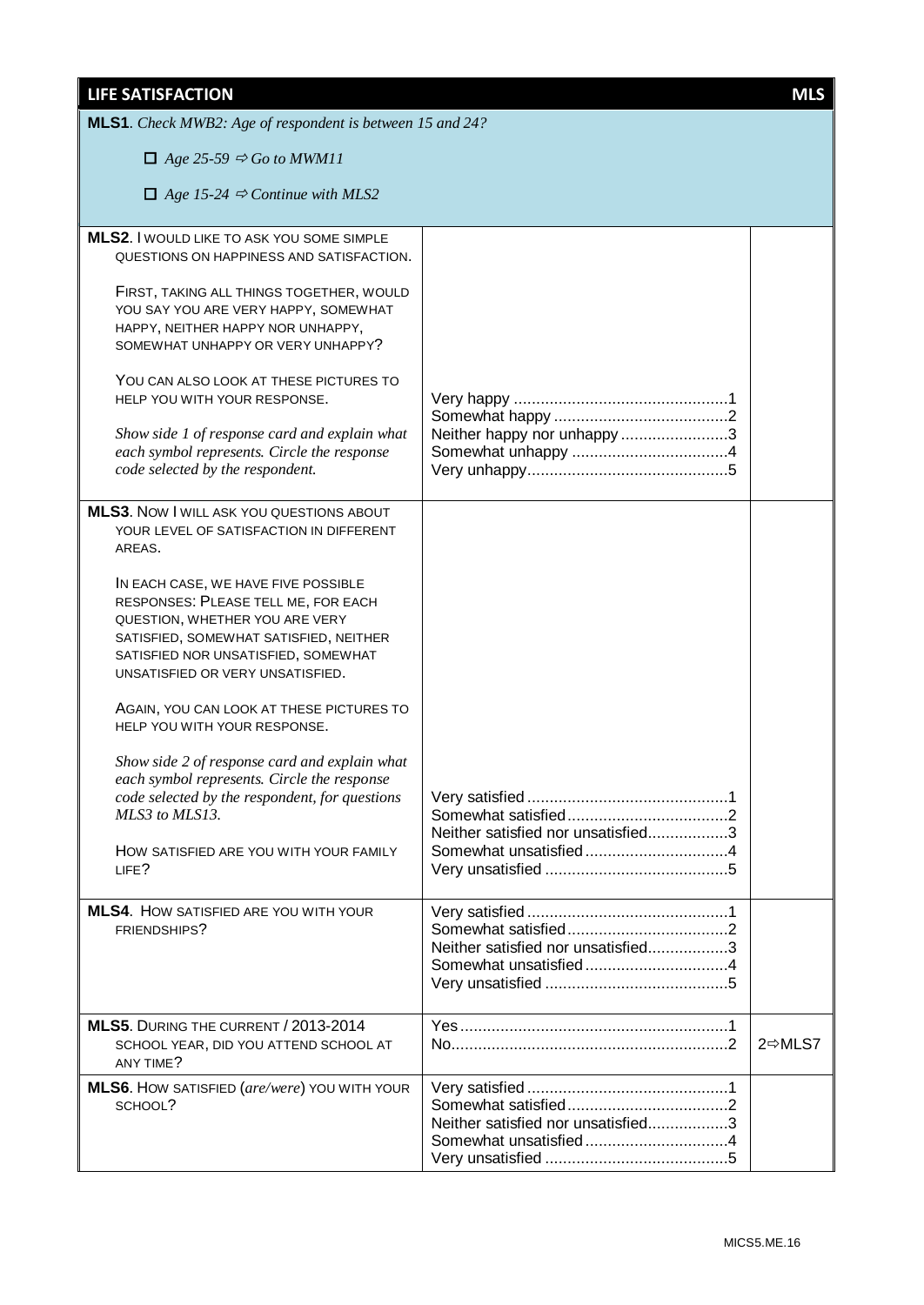## LIFE SATISFACTION MLS

**MLS1**. *Check MWB2: Age of respondent is between 15 and 24?*

☐ *Age 25-59 ⇨ Go to MWM11*

☐ *Age 15-24 ⇨ Continue with MLS2*

| Question | Response | Skip |
|---|---|---|
| **MLS2**. I WOULD LIKE TO ASK YOU SOME SIMPLE QUESTIONS ON HAPPINESS AND SATISFACTION.<br><br>FIRST, TAKING ALL THINGS TOGETHER, WOULD YOU SAY YOU ARE VERY HAPPY, SOMEWHAT HAPPY, NEITHER HAPPY NOR UNHAPPY, SOMEWHAT UNHAPPY OR VERY UNHAPPY?<br><br>YOU CAN ALSO LOOK AT THESE PICTURES TO HELP YOU WITH YOUR RESPONSE.<br><br>*Show side 1 of response card and explain what each symbol represents. Circle the response code selected by the respondent.* | Very happy ....................................1<br>Somewhat happy ..............................2<br>Neither happy nor unhappy ...............3<br>Somewhat unhappy ..........................4<br>Very unhappy....................................5 | |
| **MLS3**. NOW I WILL ASK YOU QUESTIONS ABOUT YOUR LEVEL OF SATISFACTION IN DIFFERENT AREAS.<br><br>IN EACH CASE, WE HAVE FIVE POSSIBLE RESPONSES: PLEASE TELL ME, FOR EACH QUESTION, WHETHER YOU ARE VERY SATISFIED, SOMEWHAT SATISFIED, NEITHER SATISFIED NOR UNSATISFIED, SOMEWHAT UNSATISFIED OR VERY UNSATISFIED.<br><br>AGAIN, YOU CAN LOOK AT THESE PICTURES TO HELP YOU WITH YOUR RESPONSE.<br><br>*Show side 2 of response card and explain what each symbol represents. Circle the response code selected by the respondent, for questions MLS3 to MLS13.*<br><br>HOW SATISFIED ARE YOU WITH YOUR FAMILY LIFE? | Very satisfied ....................................1<br>Somewhat satisfied...........................2<br>Neither satisfied nor unsatisfied..................3<br>Somewhat unsatisfied ........................4<br>Very unsatisfied .................................5 | |
| **MLS4**. HOW SATISFIED ARE YOU WITH YOUR FRIENDSHIPS? | Very satisfied ....................................1<br>Somewhat satisfied...........................2<br>Neither satisfied nor unsatisfied..................3<br>Somewhat unsatisfied ........................4<br>Very unsatisfied .................................5 | |
| **MLS5**. DURING THE CURRENT / 2013-2014 SCHOOL YEAR, DID YOU ATTEND SCHOOL AT ANY TIME? | Yes...................................................1<br>No.....................................................2 | 2⇨MLS7 |
| **MLS6**. HOW SATISFIED (*are/were*) YOU WITH YOUR SCHOOL? | Very satisfied ....................................1<br>Somewhat satisfied...........................2<br>Neither satisfied nor unsatisfied..................3<br>Somewhat unsatisfied ........................4<br>Very unsatisfied .................................5 | |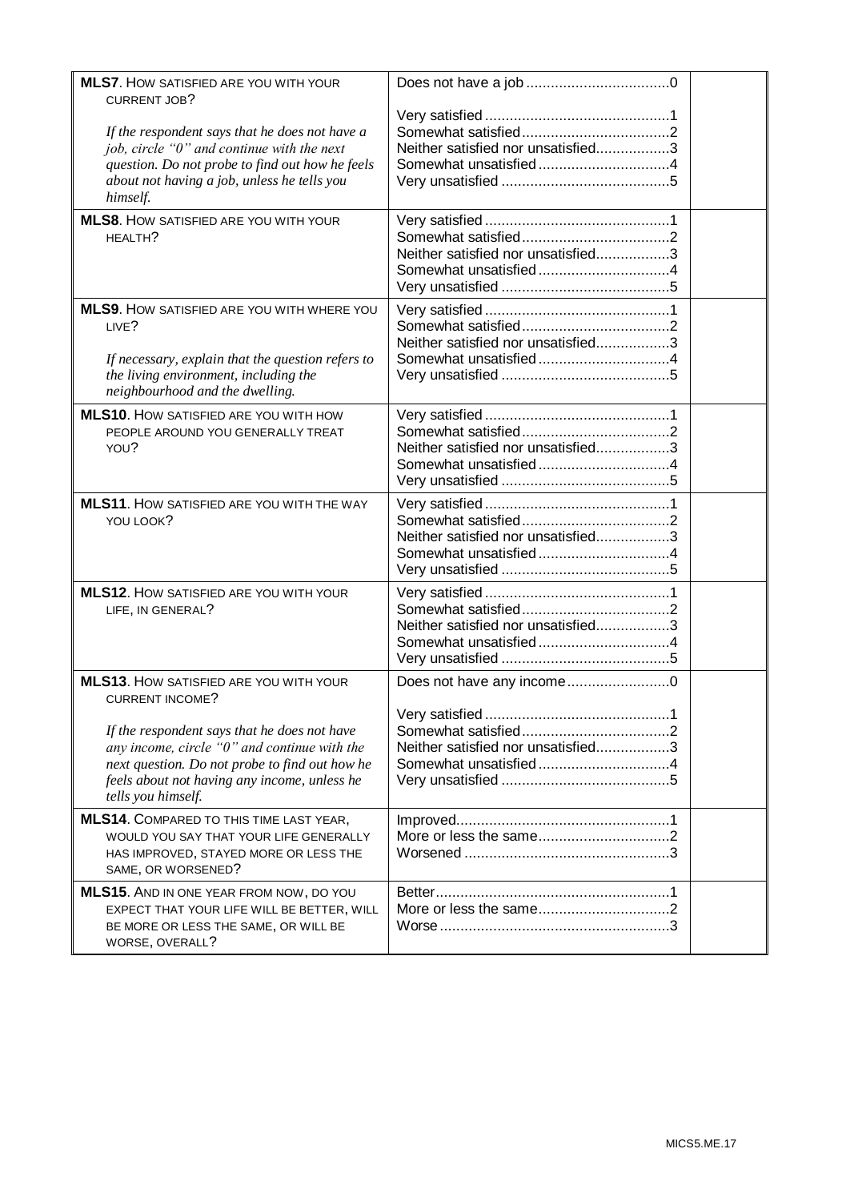| | | |
|---|---|---|
| **MLS7**. HOW SATISFIED ARE YOU WITH YOUR CURRENT JOB?<br><br>*If the respondent says that he does not have a job, circle "0" and continue with the next question. Do not probe to find out how he feels about not having a job, unless he tells you himself.* | Does not have a job .................................0<br><br>Very satisfied ............................................1<br>Somewhat satisfied...................................2<br>Neither satisfied nor unsatisfied.................3<br>Somewhat unsatisfied ...............................4<br>Very unsatisfied ........................................5 | |
| **MLS8**. HOW SATISFIED ARE YOU WITH YOUR HEALTH? | Very satisfied ............................................1<br>Somewhat satisfied...................................2<br>Neither satisfied nor unsatisfied.................3<br>Somewhat unsatisfied ...............................4<br>Very unsatisfied ........................................5 | |
| **MLS9**. HOW SATISFIED ARE YOU WITH WHERE YOU LIVE?<br><br>*If necessary, explain that the question refers to the living environment, including the neighbourhood and the dwelling.* | Very satisfied ............................................1<br>Somewhat satisfied...................................2<br>Neither satisfied nor unsatisfied.................3<br>Somewhat unsatisfied ...............................4<br>Very unsatisfied ........................................5 | |
| **MLS10**. HOW SATISFIED ARE YOU WITH HOW PEOPLE AROUND YOU GENERALLY TREAT YOU? | Very satisfied ............................................1<br>Somewhat satisfied...................................2<br>Neither satisfied nor unsatisfied.................3<br>Somewhat unsatisfied ...............................4<br>Very unsatisfied ........................................5 | |
| **MLS11**. HOW SATISFIED ARE YOU WITH THE WAY YOU LOOK? | Very satisfied ............................................1<br>Somewhat satisfied...................................2<br>Neither satisfied nor unsatisfied.................3<br>Somewhat unsatisfied ...............................4<br>Very unsatisfied ........................................5 | |
| **MLS12**. HOW SATISFIED ARE YOU WITH YOUR LIFE, IN GENERAL? | Very satisfied ............................................1<br>Somewhat satisfied...................................2<br>Neither satisfied nor unsatisfied.................3<br>Somewhat unsatisfied ...............................4<br>Very unsatisfied ........................................5 | |
| **MLS13**. HOW SATISFIED ARE YOU WITH YOUR CURRENT INCOME?<br><br>*If the respondent says that he does not have any income, circle "0" and continue with the next question. Do not probe to find out how he feels about not having any income, unless he tells you himself.* | Does not have any income........................0<br><br>Very satisfied ............................................1<br>Somewhat satisfied...................................2<br>Neither satisfied nor unsatisfied.................3<br>Somewhat unsatisfied ...............................4<br>Very unsatisfied ........................................5 | |
| **MLS14**. COMPARED TO THIS TIME LAST YEAR, WOULD YOU SAY THAT YOUR LIFE GENERALLY HAS IMPROVED, STAYED MORE OR LESS THE SAME, OR WORSENED? | Improved...................................................1<br>More or less the same...............................2<br>Worsened .................................................3 | |
| **MLS15**. AND IN ONE YEAR FROM NOW, DO YOU EXPECT THAT YOUR LIFE WILL BE BETTER, WILL BE MORE OR LESS THE SAME, OR WILL BE WORSE, OVERALL? | Better........................................................1<br>More or less the same...............................2<br>Worse .......................................................3 | |

MICS5.ME.17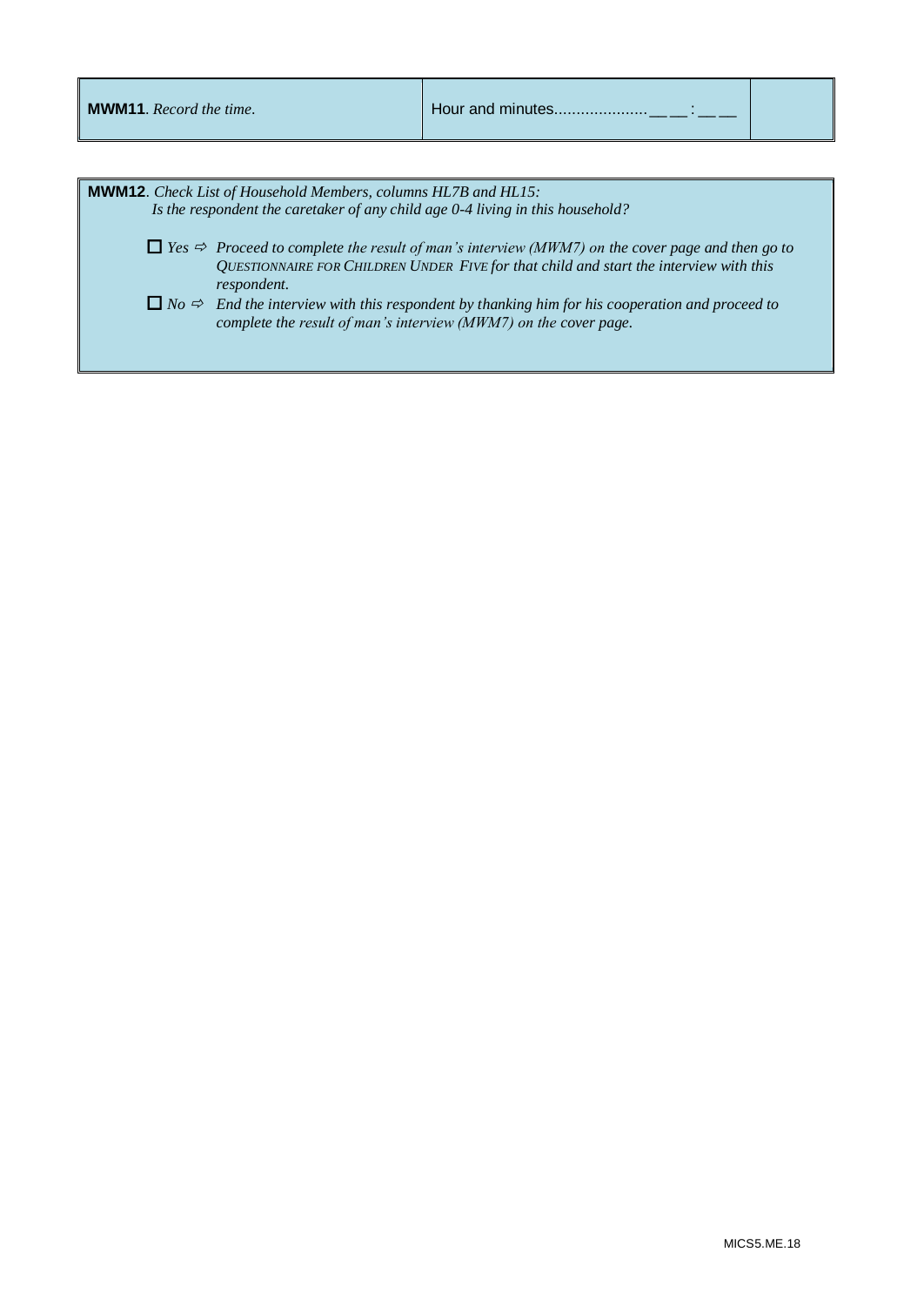| **MWM11**. *Record the time.* | Hour and minutes.................... __ __ : __ __ | |
|---|---|---|

**MWM12**. *Check List of Household Members, columns HL7B and HL15:*
*Is the respondent the caretaker of any child age 0-4 living in this household?*

☐ *Yes* ⇨ *Proceed to complete the result of man's interview (MWM7) on the cover page and then go to* QUESTIONNAIRE FOR CHILDREN UNDER FIVE *for that child and start the interview with this respondent.*

☐ *No* ⇨ *End the interview with this respondent by thanking him for his cooperation and proceed to complete the result of man's interview (MWM7) on the cover page.*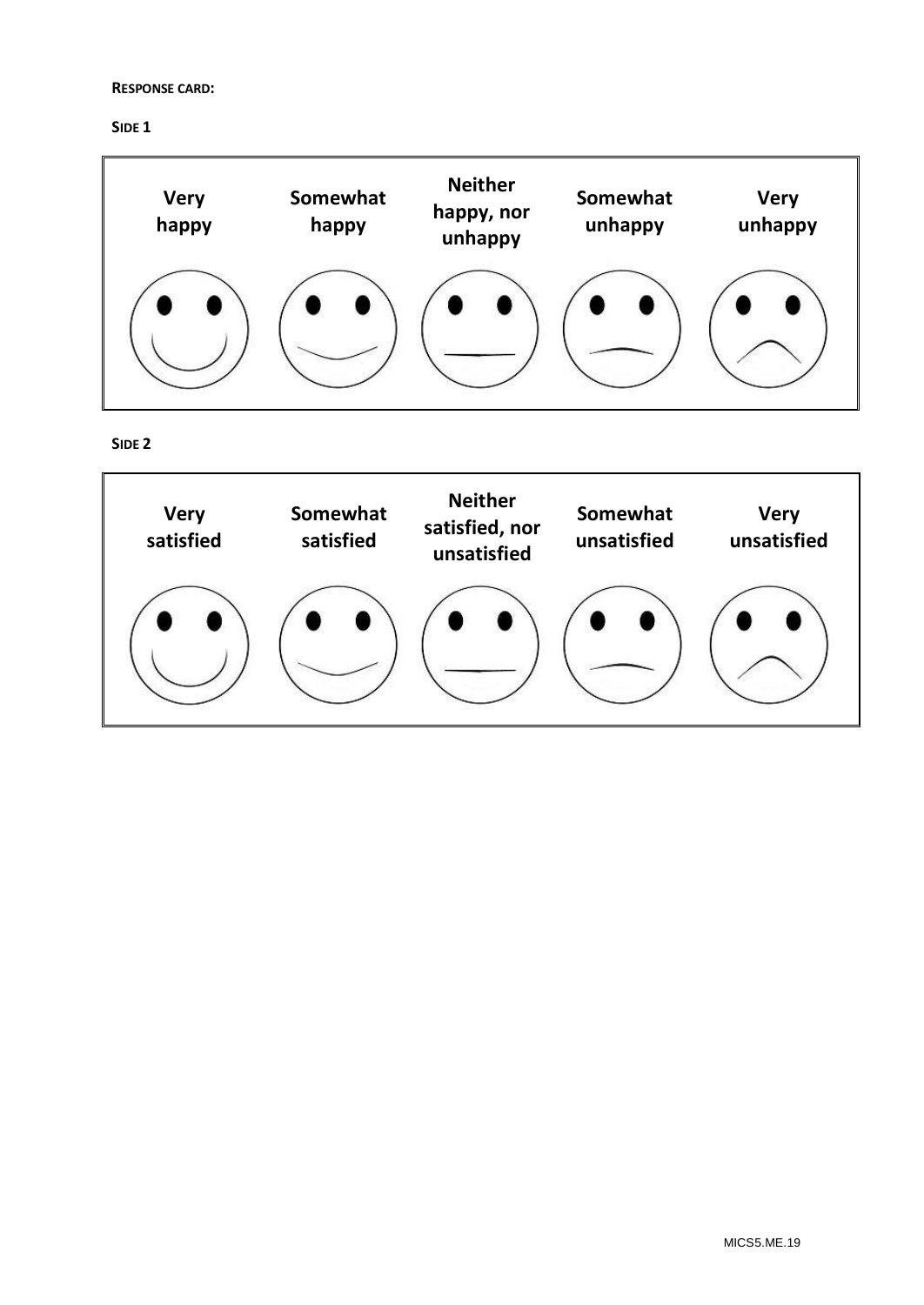**RESPONSE CARD:**

**SIDE 1**

| Very happy | Somewhat happy | Neither happy, nor unhappy | Somewhat unhappy | Very unhappy |
|---|---|---|---|---|

**SIDE 2**

| Very satisfied | Somewhat satisfied | Neither satisfied, nor unsatisfied | Somewhat unsatisfied | Very unsatisfied |
|---|---|---|---|---|

MICS5.ME.19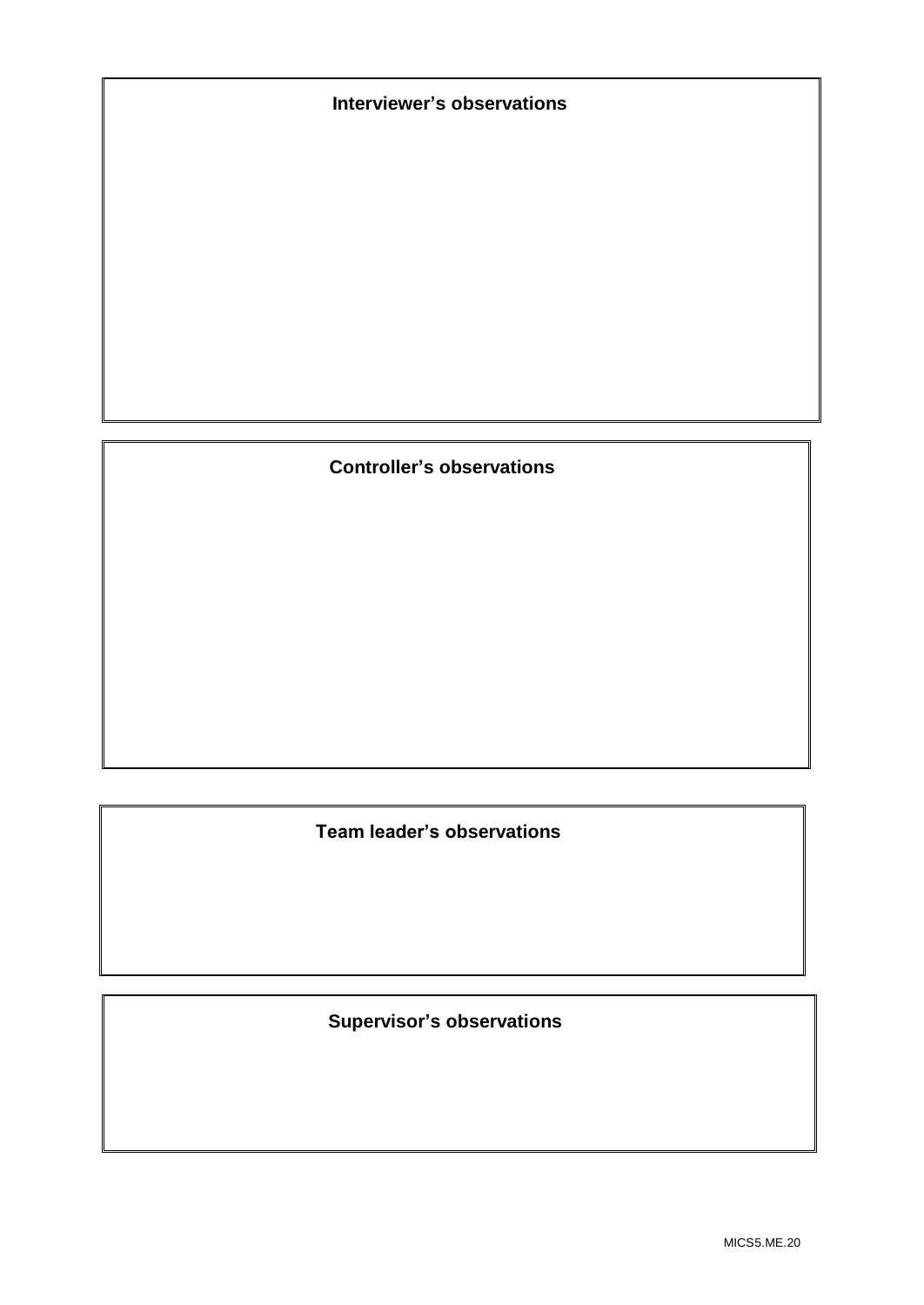**Interviewer's observations**

**Controller's observations**

**Team leader's observations**

**Supervisor's observations**

MICS5.ME.20